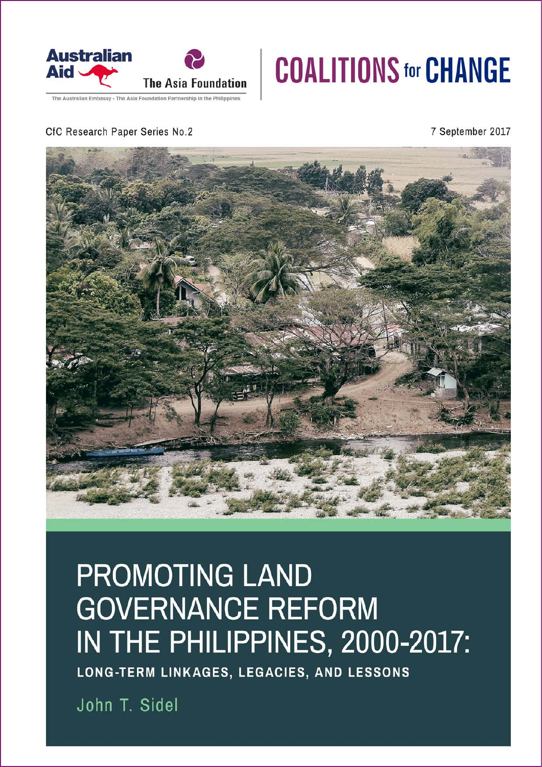Australian Aid

The Asia Foundation

The Australian Embassy - The Asia Foundation Partnership in the Philippines

COALITIONS for CHANGE

CfC Research Paper Series No.2

7 September 2017

# PROMOTING LAND GOVERNANCE REFORM IN THE PHILIPPINES, 2000-2017:

## LONG-TERM LINKAGES, LEGACIES, AND LESSONS

John T. Sidel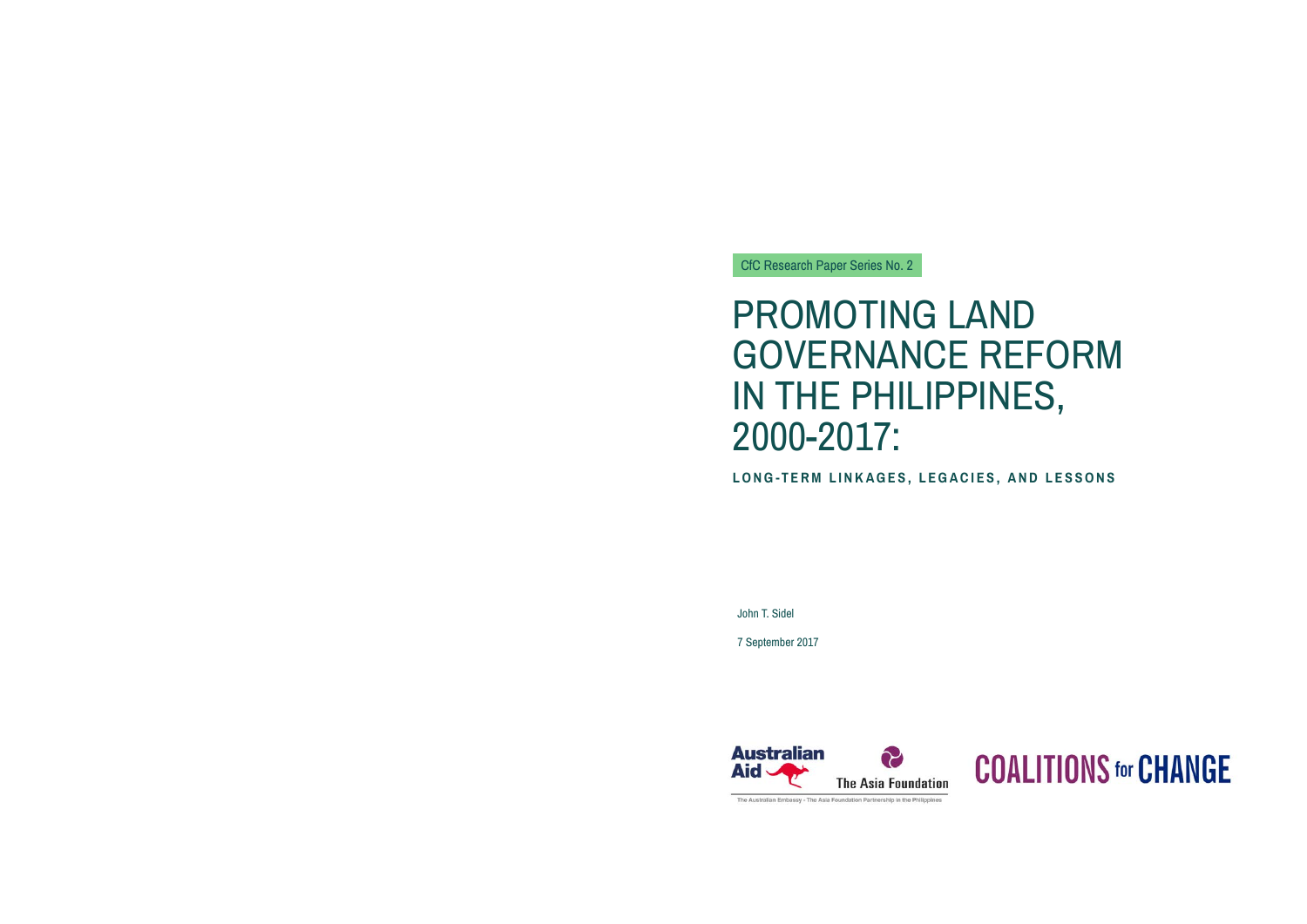CfC Research Paper Series No. 2

# PROMOTING LAND GOVERNANCE REFORM IN THE PHILIPPINES, 2000-2017:

## LONG-TERM LINKAGES, LEGACIES, AND LESSONS

John T. Sidel

7 September 2017

Australian Aid

The Asia Foundation

The Australian Embassy - The Asia Foundation Partnership in the Philippines

COALITIONS for CHANGE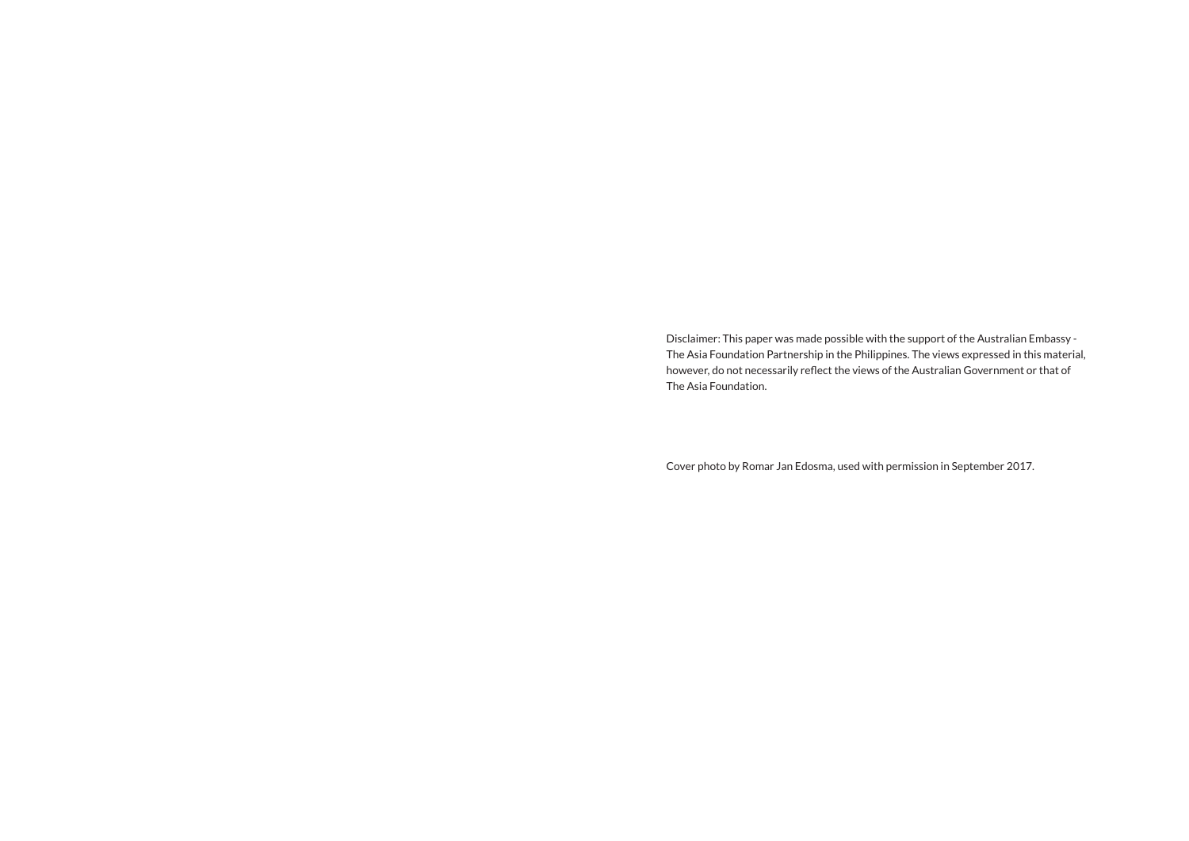Disclaimer: This paper was made possible with the support of the Australian Embassy - The Asia Foundation Partnership in the Philippines. The views expressed in this material, however, do not necessarily reflect the views of the Australian Government or that of The Asia Foundation.

Cover photo by Romar Jan Edosma, used with permission in September 2017.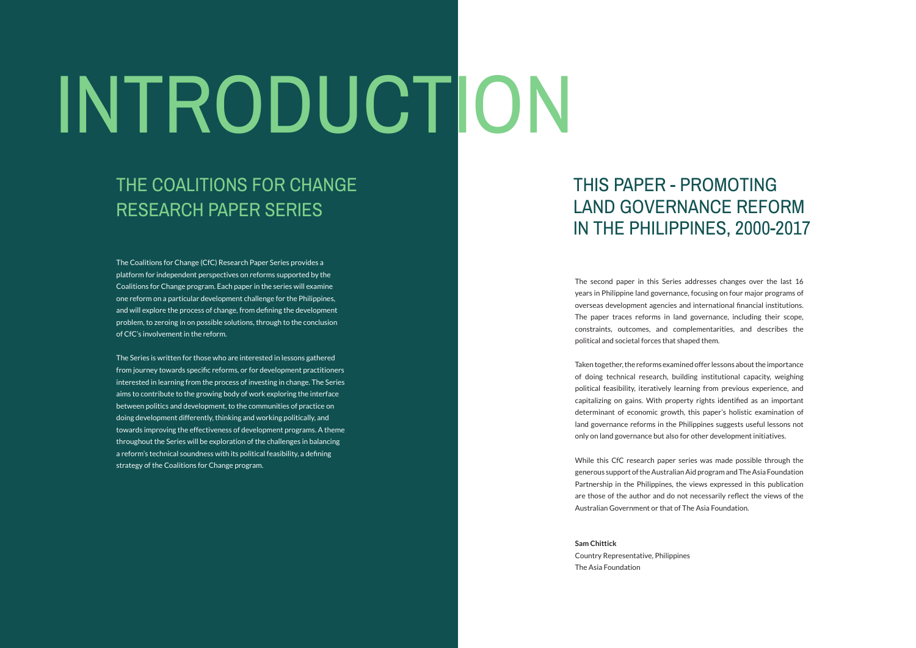# INTRODUCTION

## THE COALITIONS FOR CHANGE RESEARCH PAPER SERIES

The Coalitions for Change (CfC) Research Paper Series provides a platform for independent perspectives on reforms supported by the Coalitions for Change program. Each paper in the series will examine one reform on a particular development challenge for the Philippines, and will explore the process of change, from defining the development problem, to zeroing in on possible solutions, through to the conclusion of CfC's involvement in the reform.

The Series is written for those who are interested in lessons gathered from journey towards specific reforms, or for development practitioners interested in learning from the process of investing in change. The Series aims to contribute to the growing body of work exploring the interface between politics and development, to the communities of practice on doing development differently, thinking and working politically, and towards improving the effectiveness of development programs. A theme throughout the Series will be exploration of the challenges in balancing a reform's technical soundness with its political feasibility, a defining strategy of the Coalitions for Change program.

## THIS PAPER - PROMOTING LAND GOVERNANCE REFORM IN THE PHILIPPINES, 2000-2017

The second paper in this Series addresses changes over the last 16 years in Philippine land governance, focusing on four major programs of overseas development agencies and international financial institutions. The paper traces reforms in land governance, including their scope, constraints, outcomes, and complementarities, and describes the political and societal forces that shaped them.

Taken together, the reforms examined offer lessons about the importance of doing technical research, building institutional capacity, weighing political feasibility, iteratively learning from previous experience, and capitalizing on gains. With property rights identified as an important determinant of economic growth, this paper's holistic examination of land governance reforms in the Philippines suggests useful lessons not only on land governance but also for other development initiatives.

While this CfC research paper series was made possible through the generous support of the Australian Aid program and The Asia Foundation Partnership in the Philippines, the views expressed in this publication are those of the author and do not necessarily reflect the views of the Australian Government or that of The Asia Foundation.

**Sam Chittick**
Country Representative, Philippines
The Asia Foundation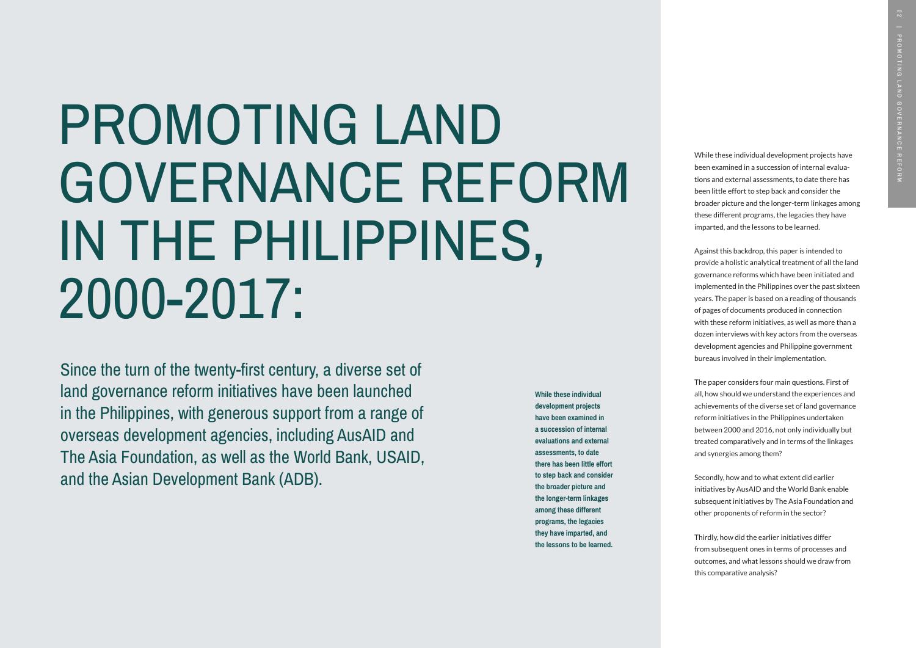# PROMOTING LAND GOVERNANCE REFORM IN THE PHILIPPINES, 2000-2017:

Since the turn of the twenty-first century, a diverse set of land governance reform initiatives have been launched in the Philippines, with generous support from a range of overseas development agencies, including AusAID and The Asia Foundation, as well as the World Bank, USAID, and the Asian Development Bank (ADB).

**While these individual development projects have been examined in a succession of internal evaluations and external assessments, to date there has been little effort to step back and consider the broader picture and the longer-term linkages among these different programs, the legacies they have imparted, and the lessons to be learned.**

While these individual development projects have been examined in a succession of internal evaluations and external assessments, to date there has been little effort to step back and consider the broader picture and the longer-term linkages among these different programs, the legacies they have imparted, and the lessons to be learned.

Against this backdrop, this paper is intended to provide a holistic analytical treatment of all the land governance reforms which have been initiated and implemented in the Philippines over the past sixteen years. The paper is based on a reading of thousands of pages of documents produced in connection with these reform initiatives, as well as more than a dozen interviews with key actors from the overseas development agencies and Philippine government bureaus involved in their implementation.

The paper considers four main questions. First of all, how should we understand the experiences and achievements of the diverse set of land governance reform initiatives in the Philippines undertaken between 2000 and 2016, not only individually but treated comparatively and in terms of the linkages and synergies among them?

Secondly, how and to what extent did earlier initiatives by AusAID and the World Bank enable subsequent initiatives by The Asia Foundation and other proponents of reform in the sector?

Thirdly, how did the earlier initiatives differ from subsequent ones in terms of processes and outcomes, and what lessons should we draw from this comparative analysis?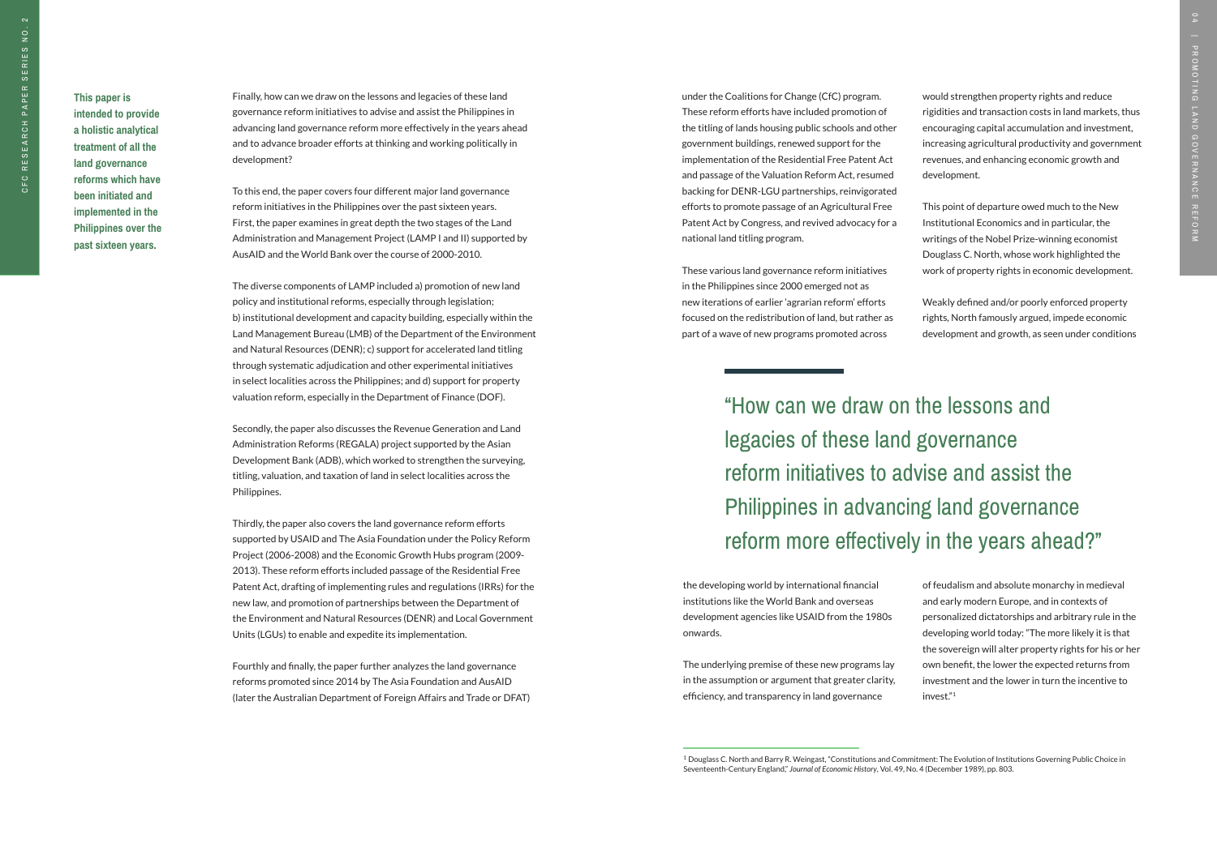**This paper is intended to provide a holistic analytical treatment of all the land governance reforms which have been initiated and implemented in the Philippines over the past sixteen years.**

Finally, how can we draw on the lessons and legacies of these land governance reform initiatives to advise and assist the Philippines in advancing land governance reform more effectively in the years ahead and to advance broader efforts at thinking and working politically in development?

To this end, the paper covers four different major land governance reform initiatives in the Philippines over the past sixteen years. First, the paper examines in great depth the two stages of the Land Administration and Management Project (LAMP I and II) supported by AusAID and the World Bank over the course of 2000-2010.

The diverse components of LAMP included a) promotion of new land policy and institutional reforms, especially through legislation; b) institutional development and capacity building, especially within the Land Management Bureau (LMB) of the Department of the Environment and Natural Resources (DENR); c) support for accelerated land titling through systematic adjudication and other experimental initiatives in select localities across the Philippines; and d) support for property valuation reform, especially in the Department of Finance (DOF).

Secondly, the paper also discusses the Revenue Generation and Land Administration Reforms (REGALA) project supported by the Asian Development Bank (ADB), which worked to strengthen the surveying, titling, valuation, and taxation of land in select localities across the Philippines.

Thirdly, the paper also covers the land governance reform efforts supported by USAID and The Asia Foundation under the Policy Reform Project (2006-2008) and the Economic Growth Hubs program (2009-2013). These reform efforts included passage of the Residential Free Patent Act, drafting of implementing rules and regulations (IRRs) for the new law, and promotion of partnerships between the Department of the Environment and Natural Resources (DENR) and Local Government Units (LGUs) to enable and expedite its implementation.

Fourthly and finally, the paper further analyzes the land governance reforms promoted since 2014 by The Asia Foundation and AusAID (later the Australian Department of Foreign Affairs and Trade or DFAT) under the Coalitions for Change (CfC) program. These reform efforts have included promotion of the titling of lands housing public schools and other government buildings, renewed support for the implementation of the Residential Free Patent Act and passage of the Valuation Reform Act, resumed backing for DENR-LGU partnerships, reinvigorated efforts to promote passage of an Agricultural Free Patent Act by Congress, and revived advocacy for a national land titling program.

These various land governance reform initiatives in the Philippines since 2000 emerged not as new iterations of earlier 'agrarian reform' efforts focused on the redistribution of land, but rather as part of a wave of new programs promoted across the developing world by international financial institutions like the World Bank and overseas development agencies like USAID from the 1980s onwards.

> "How can we draw on the lessons and legacies of these land governance reform initiatives to advise and assist the Philippines in advancing land governance reform more effectively in the years ahead?"

The underlying premise of these new programs lay in the assumption or argument that greater clarity, efficiency, and transparency in land governance would strengthen property rights and reduce rigidities and transaction costs in land markets, thus encouraging capital accumulation and investment, increasing agricultural productivity and government revenues, and enhancing economic growth and development.

This point of departure owed much to the New Institutional Economics and in particular, the writings of the Nobel Prize-winning economist Douglass C. North, whose work highlighted the work of property rights in economic development.

Weakly defined and/or poorly enforced property rights, North famously argued, impede economic development and growth, as seen under conditions of feudalism and absolute monarchy in medieval and early modern Europe, and in contexts of personalized dictatorships and arbitrary rule in the developing world today: "The more likely it is that the sovereign will alter property rights for his or her own benefit, the lower the expected returns from investment and the lower in turn the incentive to invest."[1]

[1] Douglass C. North and Barry R. Weingast, "Constitutions and Commitment: The Evolution of Institutions Governing Public Choice in Seventeenth-Century England," *Journal of Economic History*, Vol. 49, No. 4 (December 1989), pp. 803.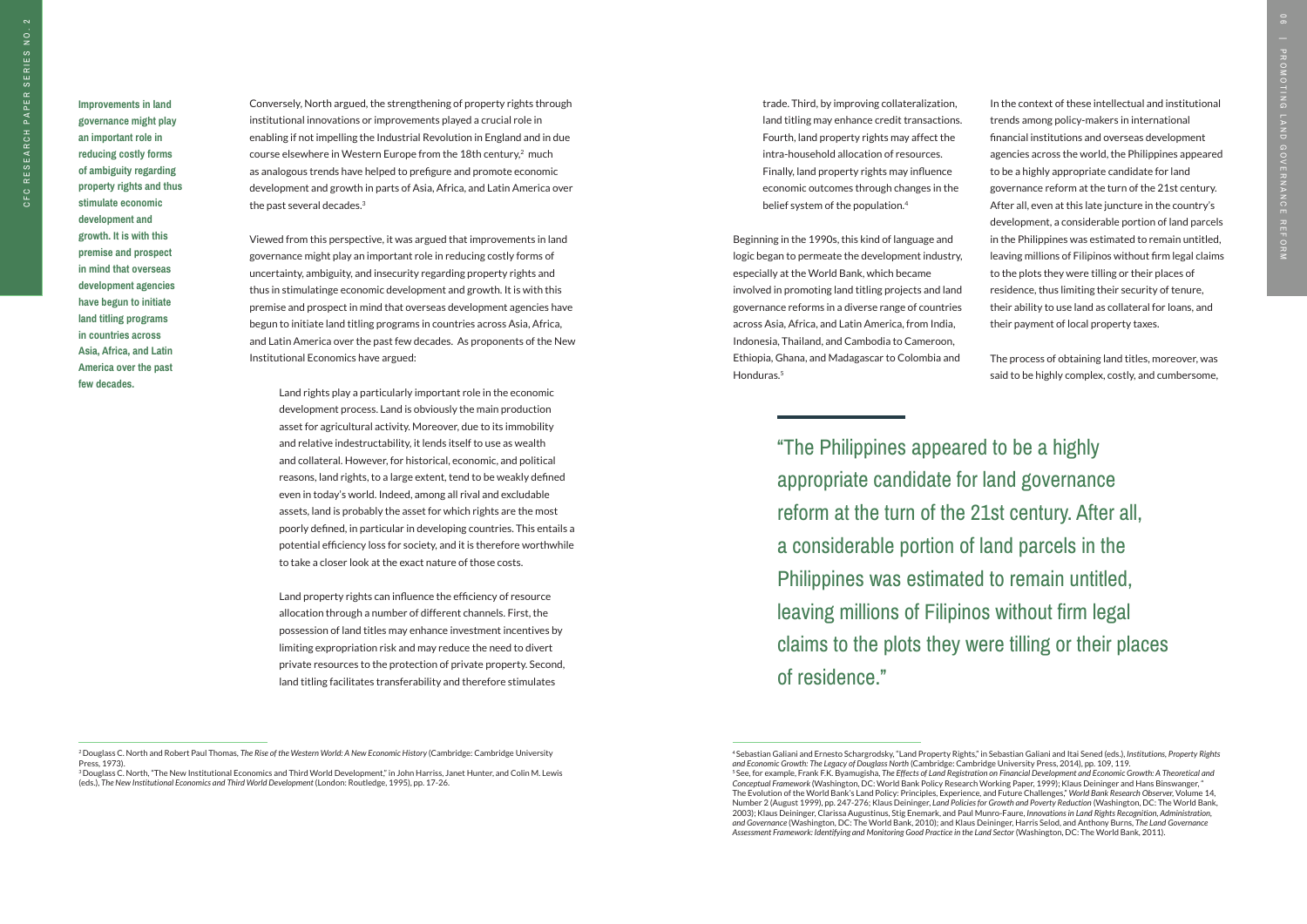**Improvements in land governance might play an important role in reducing costly forms of ambiguity regarding property rights and thus stimulate economic development and growth. It is with this premise and prospect in mind that overseas development agencies have begun to initiate land titling programs in countries across Asia, Africa, and Latin America over the past few decades.**

Conversely, North argued, the strengthening of property rights through institutional innovations or improvements played a crucial role in enabling if not impelling the Industrial Revolution in England and in due course elsewhere in Western Europe from the 18th century,[2] much as analogous trends have helped to prefigure and promote economic development and growth in parts of Asia, Africa, and Latin America over the past several decades.[3]

Viewed from this perspective, it was argued that improvements in land governance might play an important role in reducing costly forms of uncertainty, ambiguity, and insecurity regarding property rights and thus in stimulatinge economic development and growth. It is with this premise and prospect in mind that overseas development agencies have begun to initiate land titling programs in countries across Asia, Africa, and Latin America over the past few decades. As proponents of the New Institutional Economics have argued:

> Land rights play a particularly important role in the economic development process. Land is obviously the main production asset for agricultural activity. Moreover, due to its immobility and relative indestructability, it lends itself to use as wealth and collateral. However, for historical, economic, and political reasons, land rights, to a large extent, tend to be weakly defined even in today's world. Indeed, among all rival and excludable assets, land is probably the asset for which rights are the most poorly defined, in particular in developing countries. This entails a potential efficiency loss for society, and it is therefore worthwhile to take a closer look at the exact nature of those costs.
>
> Land property rights can influence the efficiency of resource allocation through a number of different channels. First, the possession of land titles may enhance investment incentives by limiting expropriation risk and may reduce the need to divert private resources to the protection of private property. Second, land titling facilitates transferability and therefore stimulates trade. Third, by improving collateralization, land titling may enhance credit transactions. Fourth, land property rights may affect the intra-household allocation of resources. Finally, land property rights may influence economic outcomes through changes in the belief system of the population.[4]

Beginning in the 1990s, this kind of language and logic began to permeate the development industry, especially at the World Bank, which became involved in promoting land titling projects and land governance reforms in a diverse range of countries across Asia, Africa, and Latin America, from India, Indonesia, Thailand, and Cambodia to Cameroon, Ethiopia, Ghana, and Madagascar to Colombia and Honduras.[5]

In the context of these intellectual and institutional trends among policy-makers in international financial institutions and overseas development agencies across the world, the Philippines appeared to be a highly appropriate candidate for land governance reform at the turn of the 21st century. After all, even at this late juncture in the country's development, a considerable portion of land parcels in the Philippines was estimated to remain untitled, leaving millions of Filipinos without firm legal claims to the plots they were tilling or their places of residence, thus limiting their security of tenure, their ability to use land as collateral for loans, and their payment of local property taxes.

The process of obtaining land titles, moreover, was said to be highly complex, costly, and cumbersome,

> "The Philippines appeared to be a highly appropriate candidate for land governance reform at the turn of the 21st century. After all, a considerable portion of land parcels in the Philippines was estimated to remain untitled, leaving millions of Filipinos without firm legal claims to the plots they were tilling or their places of residence."

---

[2] Douglass C. North and Robert Paul Thomas, *The Rise of the Western World: A New Economic History* (Cambridge: Cambridge University Press, 1973).

[3] Douglass C. North, "The New Institutional Economics and Third World Development," in John Harriss, Janet Hunter, and Colin M. Lewis (eds.), *The New Institutional Economics and Third World Development* (London: Routledge, 1995), pp. 17-26.

[4] Sebastian Galiani and Ernesto Schargrodsky, "Land Property Rights," in Sebastian Galiani and Itai Sened (eds.), *Institutions, Property Rights and Economic Growth: The Legacy of Douglass North* (Cambridge: Cambridge University Press, 2014), pp. 109, 119.

[5] See, for example, Frank F.K. Byamugisha, *The Effects of Land Registration on Financial Development and Economic Growth: A Theoretical and Conceptual Framework* (Washington, DC: World Bank Policy Research Working Paper, 1999); Klaus Deininger and Hans Binswanger, "The Evolution of the World Bank's Land Policy: Principles, Experience, and Future Challenges," *World Bank Research Observer*, Volume 14, Number 2 (August 1999), pp. 247-276; Klaus Deininger, *Land Policies for Growth and Poverty Reduction* (Washington, DC: The World Bank, 2003); Klaus Deininger, Clarissa Augustinus, Stig Enemark, and Paul Munro-Faure, *Innovations in Land Rights Recognition, Administration, and Governance* (Washington, DC: The World Bank, 2010); and Klaus Deininger, Harris Selod, and Anthony Burns, *The Land Governance Assessment Framework: Identifying and Monitoring Good Practice in the Land Sector* (Washington, DC: The World Bank, 2011).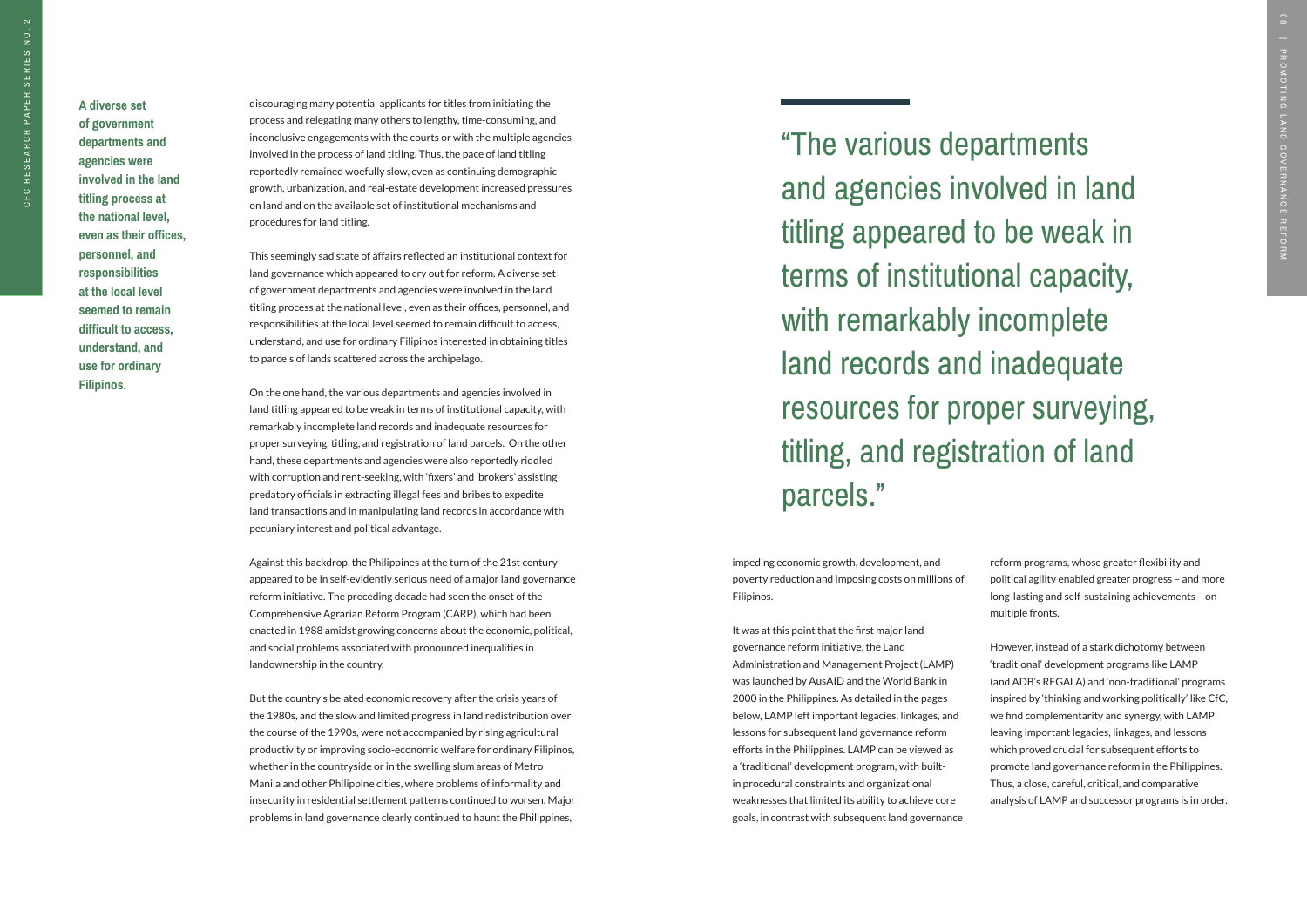**A diverse set of government departments and agencies were involved in the land titling process at the national level, even as their offices, personnel, and responsibilities at the local level seemed to remain difficult to access, understand, and use for ordinary Filipinos.**

discouraging many potential applicants for titles from initiating the process and relegating many others to lengthy, time-consuming, and inconclusive engagements with the courts or with the multiple agencies involved in the process of land titling. Thus, the pace of land titling reportedly remained woefully slow, even as continuing demographic growth, urbanization, and real-estate development increased pressures on land and on the available set of institutional mechanisms and procedures for land titling.

This seemingly sad state of affairs reflected an institutional context for land governance which appeared to cry out for reform. A diverse set of government departments and agencies were involved in the land titling process at the national level, even as their offices, personnel, and responsibilities at the local level seemed to remain difficult to access, understand, and use for ordinary Filipinos interested in obtaining titles to parcels of lands scattered across the archipelago.

On the one hand, the various departments and agencies involved in land titling appeared to be weak in terms of institutional capacity, with remarkably incomplete land records and inadequate resources for proper surveying, titling, and registration of land parcels. On the other hand, these departments and agencies were also reportedly riddled with corruption and rent-seeking, with 'fixers' and 'brokers' assisting predatory officials in extracting illegal fees and bribes to expedite land transactions and in manipulating land records in accordance with pecuniary interest and political advantage.

Against this backdrop, the Philippines at the turn of the 21st century appeared to be in self-evidently serious need of a major land governance reform initiative. The preceding decade had seen the onset of the Comprehensive Agrarian Reform Program (CARP), which had been enacted in 1988 amidst growing concerns about the economic, political, and social problems associated with pronounced inequalities in landownership in the country.

But the country's belated economic recovery after the crisis years of the 1980s, and the slow and limited progress in land redistribution over the course of the 1990s, were not accompanied by rising agricultural productivity or improving socio-economic welfare for ordinary Filipinos, whether in the countryside or in the swelling slum areas of Metro Manila and other Philippine cities, where problems of informality and insecurity in residential settlement patterns continued to worsen. Major problems in land governance clearly continued to haunt the Philippines,

> "The various departments and agencies involved in land titling appeared to be weak in terms of institutional capacity, with remarkably incomplete land records and inadequate resources for proper surveying, titling, and registration of land parcels."

impeding economic growth, development, and poverty reduction and imposing costs on millions of Filipinos.

It was at this point that the first major land governance reform initiative, the Land Administration and Management Project (LAMP) was launched by AusAID and the World Bank in 2000 in the Philippines. As detailed in the pages below, LAMP left important legacies, linkages, and lessons for subsequent land governance reform efforts in the Philippines. LAMP can be viewed as a 'traditional' development program, with built-in procedural constraints and organizational weaknesses that limited its ability to achieve core goals, in contrast with subsequent land governance reform programs, whose greater flexibility and political agility enabled greater progress – and more long-lasting and self-sustaining achievements – on multiple fronts.

However, instead of a stark dichotomy between 'traditional' development programs like LAMP (and ADB's REGALA) and 'non-traditional' programs inspired by 'thinking and working politically' like CfC, we find complementarity and synergy, with LAMP leaving important legacies, linkages, and lessons which proved crucial for subsequent efforts to promote land governance reform in the Philippines. Thus, a close, careful, critical, and comparative analysis of LAMP and successor programs is in order.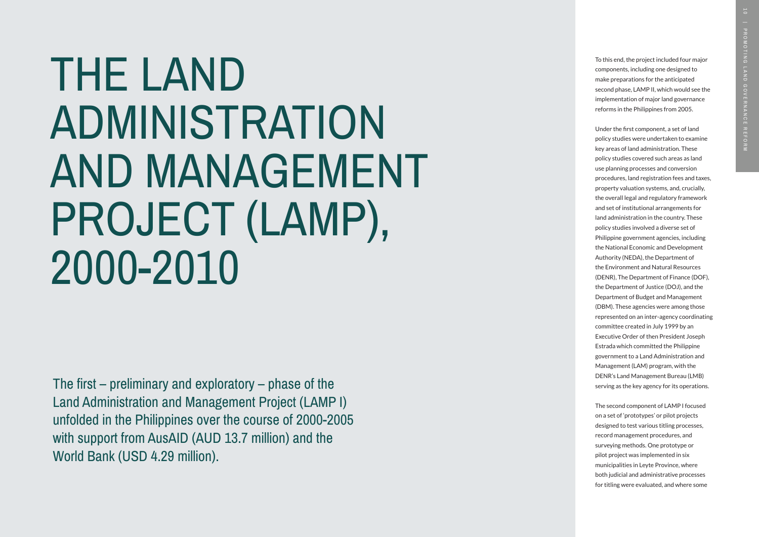# THE LAND ADMINISTRATION AND MANAGEMENT PROJECT (LAMP), 2000-2010

The first – preliminary and exploratory – phase of the Land Administration and Management Project (LAMP I) unfolded in the Philippines over the course of 2000-2005 with support from AusAID (AUD 13.7 million) and the World Bank (USD 4.29 million).

To this end, the project included four major components, including one designed to make preparations for the anticipated second phase, LAMP II, which would see the implementation of major land governance reforms in the Philippines from 2005.

Under the first component, a set of land policy studies were undertaken to examine key areas of land administration. These policy studies covered such areas as land use planning processes and conversion procedures, land registration fees and taxes, property valuation systems, and, crucially, the overall legal and regulatory framework and set of institutional arrangements for land administration in the country. These policy studies involved a diverse set of Philippine government agencies, including the National Economic and Development Authority (NEDA), the Department of the Environment and Natural Resources (DENR), The Department of Finance (DOF), the Department of Justice (DOJ), and the Department of Budget and Management (DBM). These agencies were among those represented on an inter-agency coordinating committee created in July 1999 by an Executive Order of then President Joseph Estrada which committed the Philippine government to a Land Administration and Management (LAM) program, with the DENR's Land Management Bureau (LMB) serving as the key agency for its operations.

The second component of LAMP I focused on a set of 'prototypes' or pilot projects designed to test various titling processes, record management procedures, and surveying methods. One prototype or pilot project was implemented in six municipalities in Leyte Province, where both judicial and administrative processes for titling were evaluated, and where some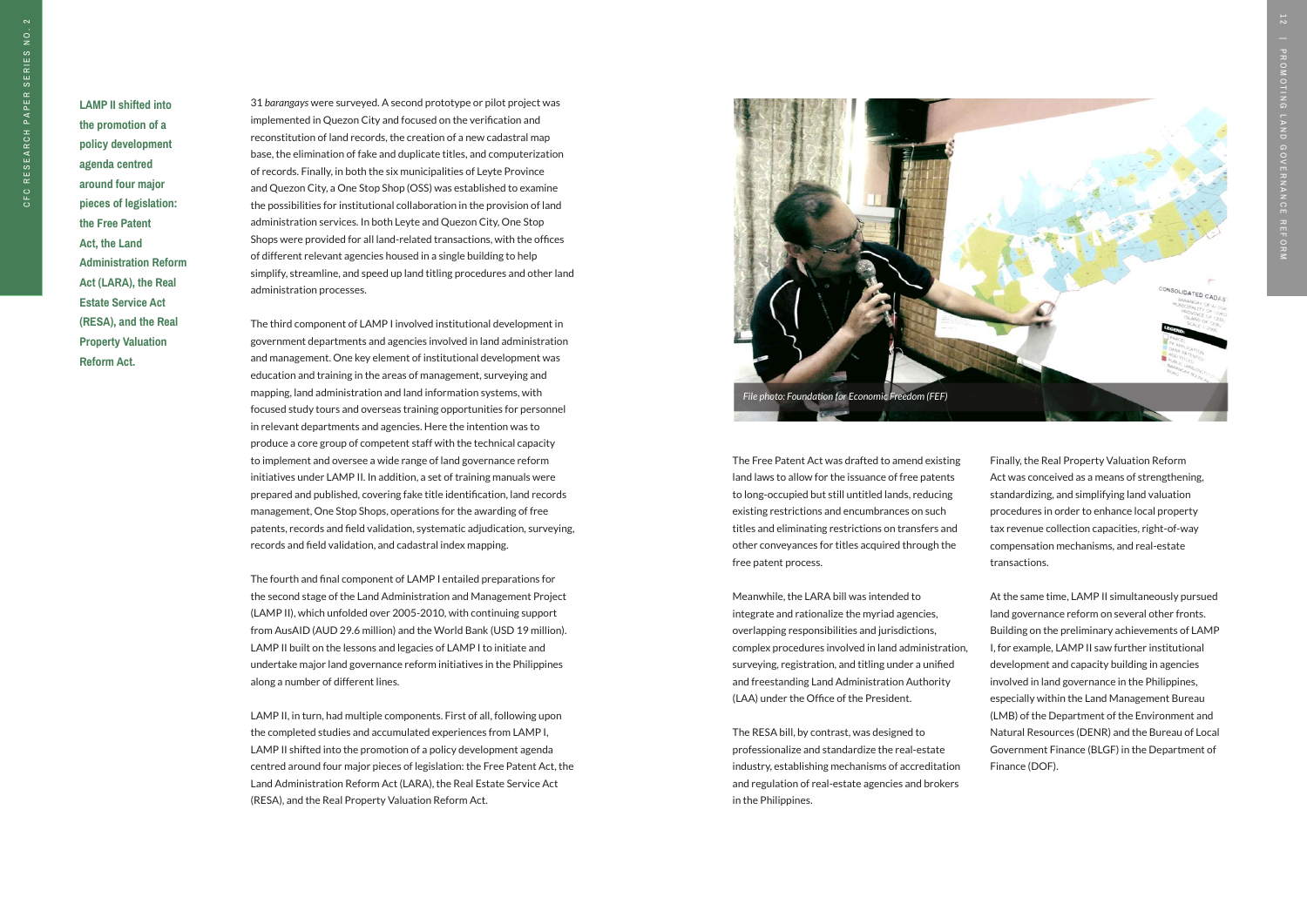**LAMP II shifted into the promotion of a policy development agenda centred around four major pieces of legislation: the Free Patent Act, the Land Administration Reform Act (LARA), the Real Estate Service Act (RESA), and the Real Property Valuation Reform Act.**

31 *barangays* were surveyed. A second prototype or pilot project was implemented in Quezon City and focused on the verification and reconstitution of land records, the creation of a new cadastral map base, the elimination of fake and duplicate titles, and computerization of records. Finally, in both the six municipalities of Leyte Province and Quezon City, a One Stop Shop (OSS) was established to examine the possibilities for institutional collaboration in the provision of land administration services. In both Leyte and Quezon City, One Stop Shops were provided for all land-related transactions, with the offices of different relevant agencies housed in a single building to help simplify, streamline, and speed up land titling procedures and other land administration processes.

The third component of LAMP I involved institutional development in government departments and agencies involved in land administration and management. One key element of institutional development was education and training in the areas of management, surveying and mapping, land administration and land information systems, with focused study tours and overseas training opportunities for personnel in relevant departments and agencies. Here the intention was to produce a core group of competent staff with the technical capacity to implement and oversee a wide range of land governance reform initiatives under LAMP II. In addition, a set of training manuals were prepared and published, covering fake title identification, land records management, One Stop Shops, operations for the awarding of free patents, records and field validation, systematic adjudication, surveying, records and field validation, and cadastral index mapping.

The fourth and final component of LAMP I entailed preparations for the second stage of the Land Administration and Management Project (LAMP II), which unfolded over 2005-2010, with continuing support from AusAID (AUD 29.6 million) and the World Bank (USD 19 million). LAMP II built on the lessons and legacies of LAMP I to initiate and undertake major land governance reform initiatives in the Philippines along a number of different lines.

LAMP II, in turn, had multiple components. First of all, following upon the completed studies and accumulated experiences from LAMP I, LAMP II shifted into the promotion of a policy development agenda centred around four major pieces of legislation: the Free Patent Act, the Land Administration Reform Act (LARA), the Real Estate Service Act (RESA), and the Real Property Valuation Reform Act.

*File photo: Foundation for Economic Freedom (FEF)*

The Free Patent Act was drafted to amend existing land laws to allow for the issuance of free patents to long-occupied but still untitled lands, reducing existing restrictions and encumbrances on such titles and eliminating restrictions on transfers and other conveyances for titles acquired through the free patent process.

Meanwhile, the LARA bill was intended to integrate and rationalize the myriad agencies, overlapping responsibilities and jurisdictions, complex procedures involved in land administration, surveying, registration, and titling under a unified and freestanding Land Administration Authority (LAA) under the Office of the President.

The RESA bill, by contrast, was designed to professionalize and standardize the real-estate industry, establishing mechanisms of accreditation and regulation of real-estate agencies and brokers in the Philippines.

Finally, the Real Property Valuation Reform Act was conceived as a means of strengthening, standardizing, and simplifying land valuation procedures in order to enhance local property tax revenue collection capacities, right-of-way compensation mechanisms, and real-estate transactions.

At the same time, LAMP II simultaneously pursued land governance reform on several other fronts. Building on the preliminary achievements of LAMP I, for example, LAMP II saw further institutional development and capacity building in agencies involved in land governance in the Philippines, especially within the Land Management Bureau (LMB) of the Department of the Environment and Natural Resources (DENR) and the Bureau of Local Government Finance (BLGF) in the Department of Finance (DOF).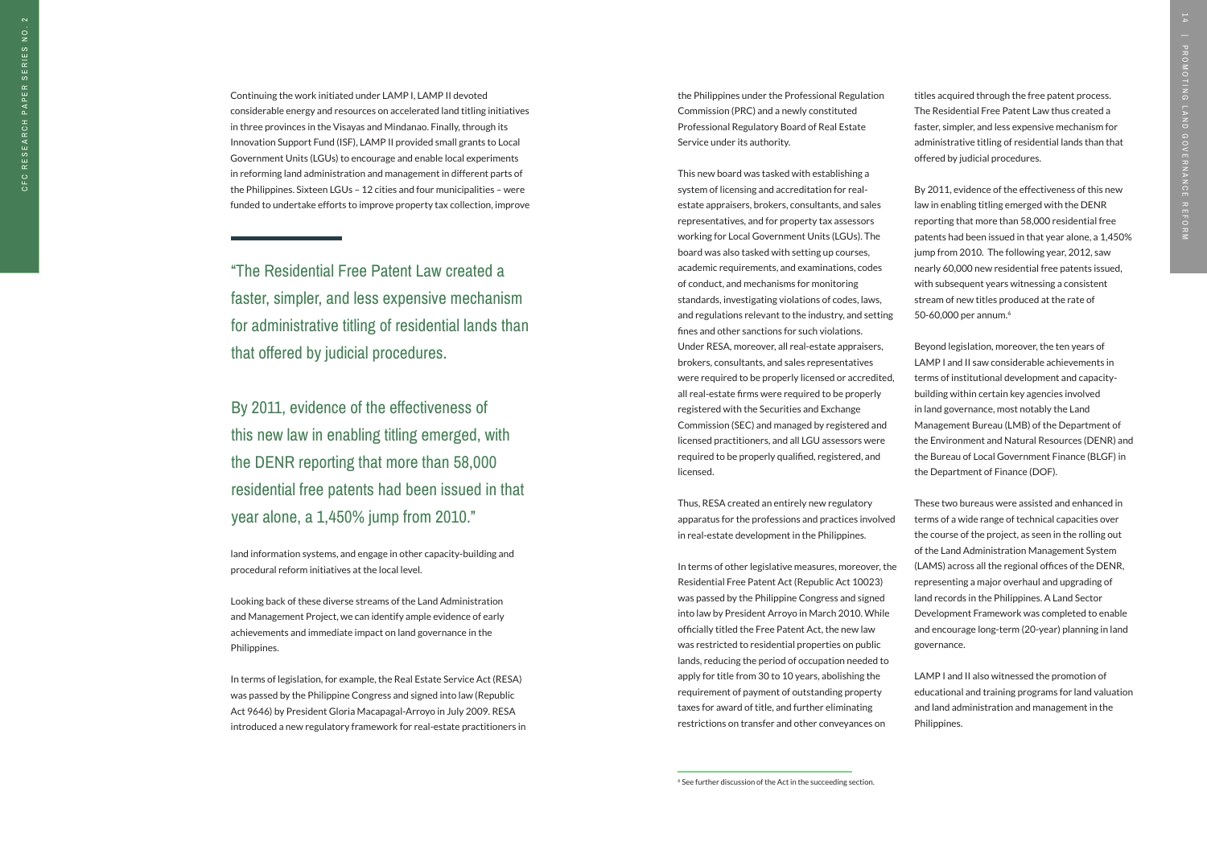Continuing the work initiated under LAMP I, LAMP II devoted considerable energy and resources on accelerated land titling initiatives in three provinces in the Visayas and Mindanao. Finally, through its Innovation Support Fund (ISF), LAMP II provided small grants to Local Government Units (LGUs) to encourage and enable local experiments in reforming land administration and management in different parts of the Philippines. Sixteen LGUs – 12 cities and four municipalities – were funded to undertake efforts to improve property tax collection, improve land information systems, and engage in other capacity-building and procedural reform initiatives at the local level.

> "The Residential Free Patent Law created a faster, simpler, and less expensive mechanism for administrative titling of residential lands than that offered by judicial procedures.
>
> By 2011, evidence of the effectiveness of this new law in enabling titling emerged, with the DENR reporting that more than 58,000 residential free patents had been issued in that year alone, a 1,450% jump from 2010."

Looking back of these diverse streams of the Land Administration and Management Project, we can identify ample evidence of early achievements and immediate impact on land governance in the Philippines.

In terms of legislation, for example, the Real Estate Service Act (RESA) was passed by the Philippine Congress and signed into law (Republic Act 9646) by President Gloria Macapagal-Arroyo in July 2009. RESA introduced a new regulatory framework for real-estate practitioners in the Philippines under the Professional Regulation Commission (PRC) and a newly constituted Professional Regulatory Board of Real Estate Service under its authority.

This new board was tasked with establishing a system of licensing and accreditation for real-estate appraisers, brokers, consultants, and sales representatives, and for property tax assessors working for Local Government Units (LGUs). The board was also tasked with setting up courses, academic requirements, and examinations, codes of conduct, and mechanisms for monitoring standards, investigating violations of codes, laws, and regulations relevant to the industry, and setting fines and other sanctions for such violations. Under RESA, moreover, all real-estate appraisers, brokers, consultants, and sales representatives were required to be properly licensed or accredited, all real-estate firms were required to be properly registered with the Securities and Exchange Commission (SEC) and managed by registered and licensed practitioners, and all LGU assessors were required to be properly qualified, registered, and licensed.

Thus, RESA created an entirely new regulatory apparatus for the professions and practices involved in real-estate development in the Philippines.

In terms of other legislative measures, moreover, the Residential Free Patent Act (Republic Act 10023) was passed by the Philippine Congress and signed into law by President Arroyo in March 2010. While officially titled the Free Patent Act, the new law was restricted to residential properties on public lands, reducing the period of occupation needed to apply for title from 30 to 10 years, abolishing the requirement of payment of outstanding property taxes for award of title, and further eliminating restrictions on transfer and other conveyances on titles acquired through the free patent process. The Residential Free Patent Law thus created a faster, simpler, and less expensive mechanism for administrative titling of residential lands than that offered by judicial procedures.

By 2011, evidence of the effectiveness of this new law in enabling titling emerged with the DENR reporting that more than 58,000 residential free patents had been issued in that year alone, a 1,450% jump from 2010. The following year, 2012, saw nearly 60,000 new residential free patents issued, with subsequent years witnessing a consistent stream of new titles produced at the rate of 50-60,000 per annum.[6]

Beyond legislation, moreover, the ten years of LAMP I and II saw considerable achievements in terms of institutional development and capacity-building within certain key agencies involved in land governance, most notably the Land Management Bureau (LMB) of the Department of the Environment and Natural Resources (DENR) and the Bureau of Local Government Finance (BLGF) in the Department of Finance (DOF).

These two bureaus were assisted and enhanced in terms of a wide range of technical capacities over the course of the project, as seen in the rolling out of the Land Administration Management System (LAMS) across all the regional offices of the DENR, representing a major overhaul and upgrading of land records in the Philippines. A Land Sector Development Framework was completed to enable and encourage long-term (20-year) planning in land governance.

LAMP I and II also witnessed the promotion of educational and training programs for land valuation and land administration and management in the Philippines.

---

[6] See further discussion of the Act in the succeeding section.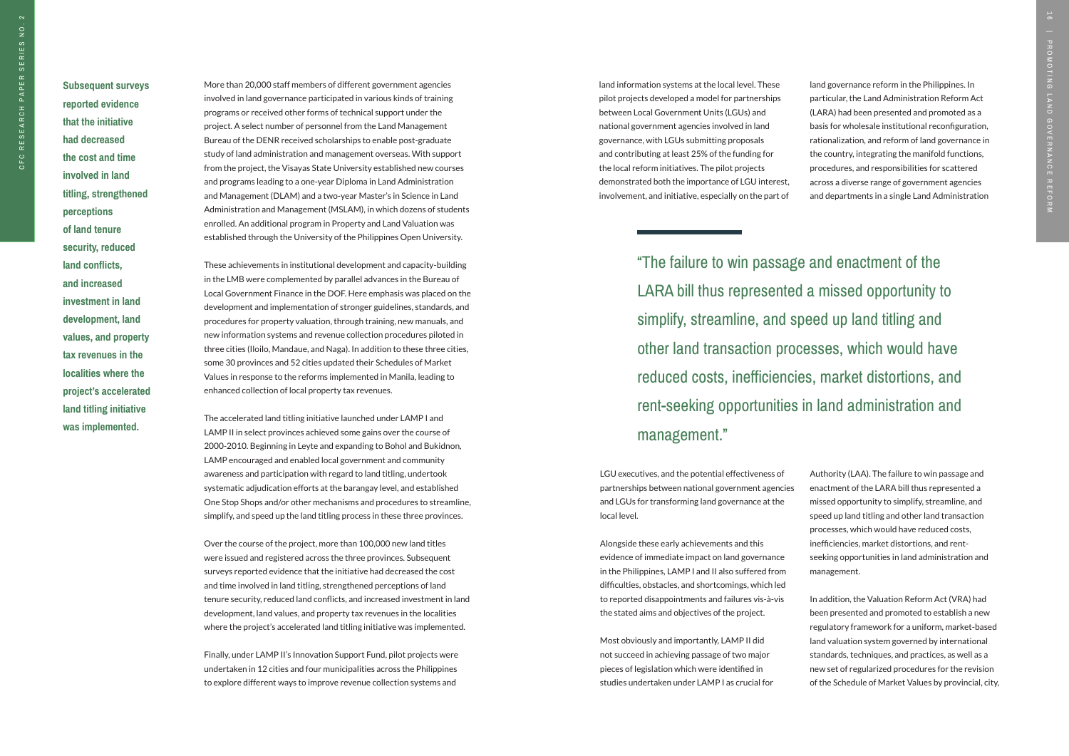**Subsequent surveys reported evidence that the initiative had decreased the cost and time involved in land titling, strengthened perceptions of land tenure security, reduced land conflicts, and increased investment in land development, land values, and property tax revenues in the localities where the project's accelerated land titling initiative was implemented.**

More than 20,000 staff members of different government agencies involved in land governance participated in various kinds of training programs or received other forms of technical support under the project. A select number of personnel from the Land Management Bureau of the DENR received scholarships to enable post-graduate study of land administration and management overseas. With support from the project, the Visayas State University established new courses and programs leading to a one-year Diploma in Land Administration and Management (DLAM) and a two-year Master's in Science in Land Administration and Management (MSLAM), in which dozens of students enrolled. An additional program in Property and Land Valuation was established through the University of the Philippines Open University.

These achievements in institutional development and capacity-building in the LMB were complemented by parallel advances in the Bureau of Local Government Finance in the DOF. Here emphasis was placed on the development and implementation of stronger guidelines, standards, and procedures for property valuation, through training, new manuals, and new information systems and revenue collection procedures piloted in three cities (Iloilo, Mandaue, and Naga). In addition to these three cities, some 30 provinces and 52 cities updated their Schedules of Market Values in response to the reforms implemented in Manila, leading to enhanced collection of local property tax revenues.

The accelerated land titling initiative launched under LAMP I and LAMP II in select provinces achieved some gains over the course of 2000-2010. Beginning in Leyte and expanding to Bohol and Bukidnon, LAMP encouraged and enabled local government and community awareness and participation with regard to land titling, undertook systematic adjudication efforts at the barangay level, and established One Stop Shops and/or other mechanisms and procedures to streamline, simplify, and speed up the land titling process in these three provinces.

Over the course of the project, more than 100,000 new land titles were issued and registered across the three provinces. Subsequent surveys reported evidence that the initiative had decreased the cost and time involved in land titling, strengthened perceptions of land tenure security, reduced land conflicts, and increased investment in land development, land values, and property tax revenues in the localities where the project's accelerated land titling initiative was implemented.

Finally, under LAMP II's Innovation Support Fund, pilot projects were undertaken in 12 cities and four municipalities across the Philippines to explore different ways to improve revenue collection systems and land information systems at the local level. These pilot projects developed a model for partnerships between Local Government Units (LGUs) and national government agencies involved in land governance, with LGUs submitting proposals and contributing at least 25% of the funding for the local reform initiatives. The pilot projects demonstrated both the importance of LGU interest, involvement, and initiative, especially on the part of LGU executives, and the potential effectiveness of partnerships between national government agencies and LGUs for transforming land governance at the local level.

Alongside these early achievements and this evidence of immediate impact on land governance in the Philippines, LAMP I and II also suffered from difficulties, obstacles, and shortcomings, which led to reported disappointments and failures vis-à-vis the stated aims and objectives of the project.

Most obviously and importantly, LAMP II did not succeed in achieving passage of two major pieces of legislation which were identified in studies undertaken under LAMP I as crucial for land governance reform in the Philippines. In particular, the Land Administration Reform Act (LARA) had been presented and promoted as a basis for wholesale institutional reconfiguration, rationalization, and reform of land governance in the country, integrating the manifold functions, procedures, and responsibilities for scattered across a diverse range of government agencies and departments in a single Land Administration Authority (LAA). The failure to win passage and enactment of the LARA bill thus represented a missed opportunity to simplify, streamline, and speed up land titling and other land transaction processes, which would have reduced costs, inefficiencies, market distortions, and rent-seeking opportunities in land administration and management.

> "The failure to win passage and enactment of the LARA bill thus represented a missed opportunity to simplify, streamline, and speed up land titling and other land transaction processes, which would have reduced costs, inefficiencies, market distortions, and rent-seeking opportunities in land administration and management."

In addition, the Valuation Reform Act (VRA) had been presented and promoted to establish a new regulatory framework for a uniform, market-based land valuation system governed by international standards, techniques, and practices, as well as a new set of regularized procedures for the revision of the Schedule of Market Values by provincial, city,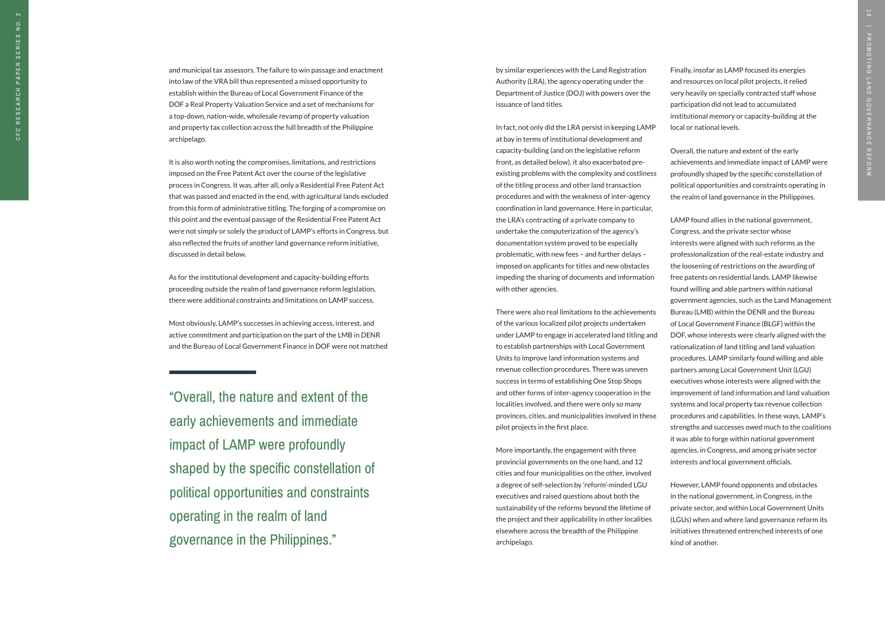and municipal tax assessors. The failure to win passage and enactment into law of the VRA bill thus represented a missed opportunity to establish within the Bureau of Local Government Finance of the DOF a Real Property Valuation Service and a set of mechanisms for a top-down, nation-wide, wholesale revamp of property valuation and property tax collection across the full breadth of the Philippine archipelago.

It is also worth noting the compromises, limitations, and restrictions imposed on the Free Patent Act over the course of the legislative process in Congress. It was, after all, only a Residential Free Patent Act that was passed and enacted in the end, with agricultural lands excluded from this form of administrative titling. The forging of a compromise on this point and the eventual passage of the Residential Free Patent Act were not simply or solely the product of LAMP's efforts in Congress, but also reflected the fruits of another land governance reform initiative, discussed in detail below.

As for the institutional development and capacity-building efforts proceeding outside the realm of land governance reform legislation, there were additional constraints and limitations on LAMP success.

Most obviously, LAMP's successes in achieving access, interest, and active commitment and participation on the part of the LMB in DENR and the Bureau of Local Government Finance in DOF were not matched by similar experiences with the Land Registration Authority (LRA), the agency operating under the Department of Justice (DOJ) with powers over the issuance of land titles.

> "Overall, the nature and extent of the early achievements and immediate impact of LAMP were profoundly shaped by the specific constellation of political opportunities and constraints operating in the realm of land governance in the Philippines."

In fact, not only did the LRA persist in keeping LAMP at bay in terms of institutional development and capacity-building (and on the legislative reform front, as detailed below), it also exacerbated pre-existing problems with the complexity and costliness of the titling process and other land transaction procedures and with the weakness of inter-agency coordination in land governance. Here in particular, the LRA's contracting of a private company to undertake the computerization of the agency's documentation system proved to be especially problematic, with new fees – and further delays – imposed on applicants for titles and new obstacles impeding the sharing of documents and information with other agencies.

There were also real limitations to the achievements of the various localized pilot projects undertaken under LAMP to engage in accelerated land titling and to establish partnerships with Local Government Units to improve land information systems and revenue collection procedures. There was uneven success in terms of establishing One Stop Shops and other forms of inter-agency cooperation in the localities involved, and there were only so many provinces, cities, and municipalities involved in these pilot projects in the first place.

More importantly, the engagement with three provincial governments on the one hand, and 12 cities and four municipalities on the other, involved a degree of self-selection by 'reform'-minded LGU executives and raised questions about both the sustainability of the reforms beyond the lifetime of the project and their applicability in other localities elsewhere across the breadth of the Philippine archipelago.

Finally, insofar as LAMP focused its energies and resources on local pilot projects, it relied very heavily on specially contracted staff whose participation did not lead to accumulated institutional memory or capacity-building at the local or national levels.

Overall, the nature and extent of the early achievements and immediate impact of LAMP were profoundly shaped by the specific constellation of political opportunities and constraints operating in the realm of land governance in the Philippines.

LAMP found allies in the national government, Congress, and the private sector whose interests were aligned with such reforms as the professionalization of the real-estate industry and the loosening of restrictions on the awarding of free patents on residential lands. LAMP likewise found willing and able partners within national government agencies, such as the Land Management Bureau (LMB) within the DENR and the Bureau of Local Government Finance (BLGF) within the DOF, whose interests were clearly aligned with the rationalization of land titling and land valuation procedures. LAMP similarly found willing and able partners among Local Government Unit (LGU) executives whose interests were aligned with the improvement of land information and land valuation systems and local property tax revenue collection procedures and capabilities. In these ways, LAMP's strengths and successes owed much to the coalitions it was able to forge within national government agencies, in Congress, and among private sector interests and local government officials.

However, LAMP found opponents and obstacles in the national government, in Congress, in the private sector, and within Local Government Units (LGUs) when and where land governance reform its initiatives threatened entrenched interests of one kind of another.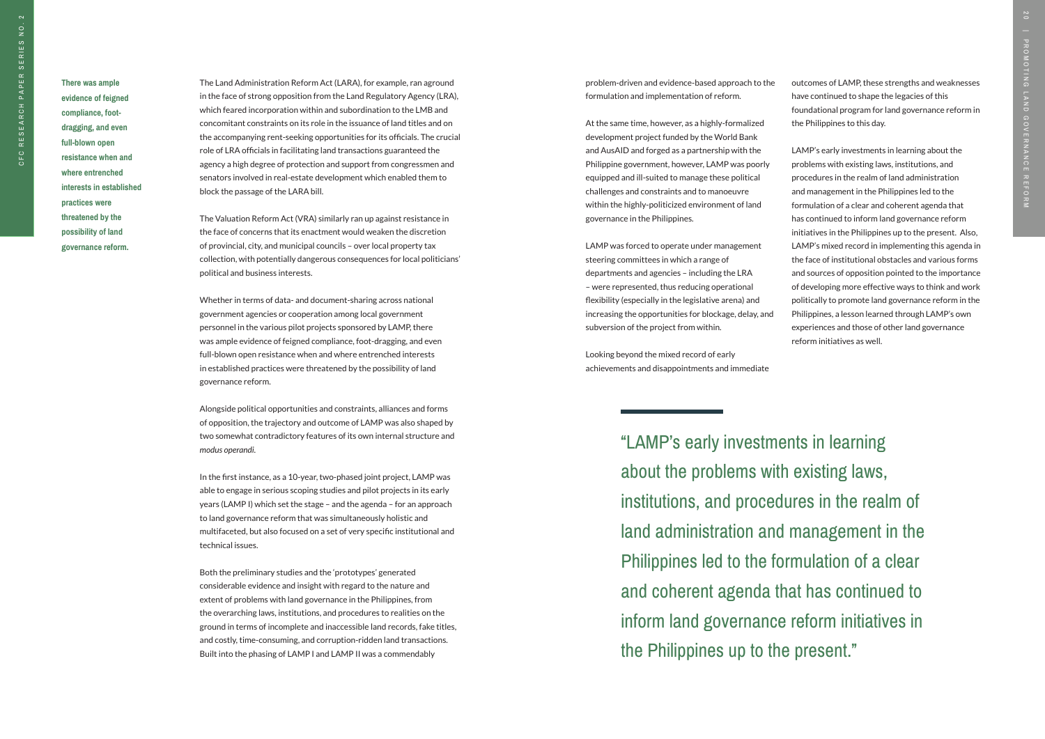**There was ample evidence of feigned compliance, foot-dragging, and even full-blown open resistance when and where entrenched interests in established practices were threatened by the possibility of land governance reform.**

The Land Administration Reform Act (LARA), for example, ran aground in the face of strong opposition from the Land Regulatory Agency (LRA), which feared incorporation within and subordination to the LMB and concomitant constraints on its role in the issuance of land titles and on the accompanying rent-seeking opportunities for its officials. The crucial role of LRA officials in facilitating land transactions guaranteed the agency a high degree of protection and support from congressmen and senators involved in real-estate development which enabled them to block the passage of the LARA bill.

The Valuation Reform Act (VRA) similarly ran up against resistance in the face of concerns that its enactment would weaken the discretion of provincial, city, and municipal councils – over local property tax collection, with potentially dangerous consequences for local politicians' political and business interests.

Whether in terms of data- and document-sharing across national government agencies or cooperation among local government personnel in the various pilot projects sponsored by LAMP, there was ample evidence of feigned compliance, foot-dragging, and even full-blown open resistance when and where entrenched interests in established practices were threatened by the possibility of land governance reform.

Alongside political opportunities and constraints, alliances and forms of opposition, the trajectory and outcome of LAMP was also shaped by two somewhat contradictory features of its own internal structure and *modus operandi*.

In the first instance, as a 10-year, two-phased joint project, LAMP was able to engage in serious scoping studies and pilot projects in its early years (LAMP I) which set the stage – and the agenda – for an approach to land governance reform that was simultaneously holistic and multifaceted, but also focused on a set of very specific institutional and technical issues.

Both the preliminary studies and the 'prototypes' generated considerable evidence and insight with regard to the nature and extent of problems with land governance in the Philippines, from the overarching laws, institutions, and procedures to realities on the ground in terms of incomplete and inaccessible land records, fake titles, and costly, time-consuming, and corruption-ridden land transactions. Built into the phasing of LAMP I and LAMP II was a commendably problem-driven and evidence-based approach to the formulation and implementation of reform.

At the same time, however, as a highly-formalized development project funded by the World Bank and AusAID and forged as a partnership with the Philippine government, however, LAMP was poorly equipped and ill-suited to manage these political challenges and constraints and to manoeuvre within the highly-politicized environment of land governance in the Philippines.

LAMP was forced to operate under management steering committees in which a range of departments and agencies – including the LRA – were represented, thus reducing operational flexibility (especially in the legislative arena) and increasing the opportunities for blockage, delay, and subversion of the project from within.

Looking beyond the mixed record of early achievements and disappointments and immediate outcomes of LAMP, these strengths and weaknesses have continued to shape the legacies of this foundational program for land governance reform in the Philippines to this day.

LAMP's early investments in learning about the problems with existing laws, institutions, and procedures in the realm of land administration and management in the Philippines led to the formulation of a clear and coherent agenda that has continued to inform land governance reform initiatives in the Philippines up to the present. Also, LAMP's mixed record in implementing this agenda in the face of institutional obstacles and various forms and sources of opposition pointed to the importance of developing more effective ways to think and work politically to promote land governance reform in the Philippines, a lesson learned through LAMP's own experiences and those of other land governance reform initiatives as well.

> "LAMP's early investments in learning about the problems with existing laws, institutions, and procedures in the realm of land administration and management in the Philippines led to the formulation of a clear and coherent agenda that has continued to inform land governance reform initiatives in the Philippines up to the present."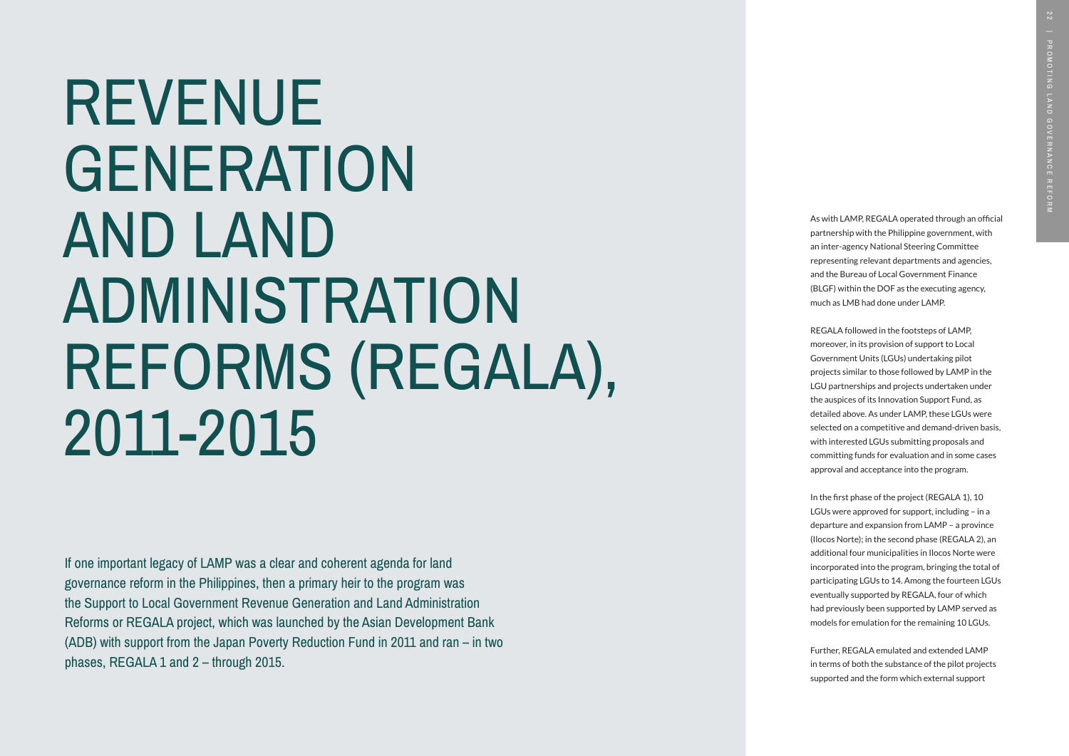# REVENUE GENERATION AND LAND ADMINISTRATION REFORMS (REGALA), 2011-2015

If one important legacy of LAMP was a clear and coherent agenda for land governance reform in the Philippines, then a primary heir to the program was the Support to Local Government Revenue Generation and Land Administration Reforms or REGALA project, which was launched by the Asian Development Bank (ADB) with support from the Japan Poverty Reduction Fund in 2011 and ran – in two phases, REGALA 1 and 2 – through 2015.

As with LAMP, REGALA operated through an official partnership with the Philippine government, with an inter-agency National Steering Committee representing relevant departments and agencies, and the Bureau of Local Government Finance (BLGF) within the DOF as the executing agency, much as LMB had done under LAMP.

REGALA followed in the footsteps of LAMP, moreover, in its provision of support to Local Government Units (LGUs) undertaking pilot projects similar to those followed by LAMP in the LGU partnerships and projects undertaken under the auspices of its Innovation Support Fund, as detailed above. As under LAMP, these LGUs were selected on a competitive and demand-driven basis, with interested LGUs submitting proposals and committing funds for evaluation and in some cases approval and acceptance into the program.

In the first phase of the project (REGALA 1), 10 LGUs were approved for support, including – in a departure and expansion from LAMP – a province (Ilocos Norte); in the second phase (REGALA 2), an additional four municipalities in Ilocos Norte were incorporated into the program, bringing the total of participating LGUs to 14. Among the fourteen LGUs eventually supported by REGALA, four of which had previously been supported by LAMP served as models for emulation for the remaining 10 LGUs.

Further, REGALA emulated and extended LAMP in terms of both the substance of the pilot projects supported and the form which external support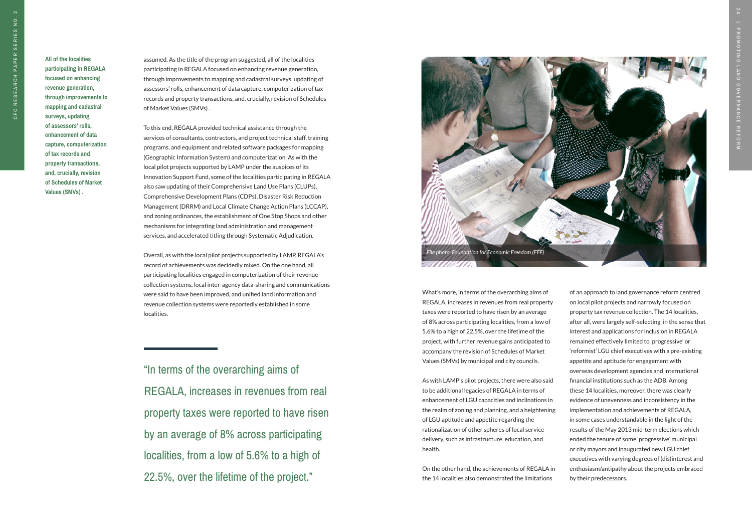**All of the localities participating in REGALA focused on enhancing revenue generation, through improvements to mapping and cadastral surveys, updating of assessors' rolls, enhancement of data capture, computerization of tax records and property transactions, and, crucially, revision of Schedules of Market Values (SMVs) .**

assumed. As the title of the program suggested, all of the localities participating in REGALA focused on enhancing revenue generation, through improvements to mapping and cadastral surveys, updating of assessors' rolls, enhancement of data capture, computerization of tax records and property transactions, and, crucially, revision of Schedules of Market Values (SMVs) .

To this end, REGALA provided technical assistance through the services of consultants, contractors, and project technical staff, training programs, and equipment and related software packages for mapping (Geographic Information System) and computerization. As with the local pilot projects supported by LAMP under the auspices of its Innovation Support Fund, some of the localities participating in REGALA also saw updating of their Comprehensive Land Use Plans (CLUPs), Comprehensive Development Plans (CDPs), Disaster Risk Reduction Management (DRRM) and Local Climate Change Action Plans (LCCAP), and zoning ordinances, the establishment of One Stop Shops and other mechanisms for integrating land administration and management services, and accelerated titling through Systematic Adjudication.

Overall, as with the local pilot projects supported by LAMP, REGALA's record of achievements was decidedly mixed. On the one hand, all participating localities engaged in computerization of their revenue collection systems, local inter-agency data-sharing and communications were said to have been improved, and unified land information and revenue collection systems were reportedly established in some localities.

> "In terms of the overarching aims of REGALA, increases in revenues from real property taxes were reported to have risen by an average of 8% across participating localities, from a low of 5.6% to a high of 22.5%, over the lifetime of the project."

*File photo: Foundation for Economic Freedom (FEF)*

What's more, in terms of the overarching aims of REGALA, increases in revenues from real property taxes were reported to have risen by an average of 8% across participating localities, from a low of 5.6% to a high of 22.5%, over the lifetime of the project, with further revenue gains anticipated to accompany the revision of Schedules of Market Values (SMVs) by municipal and city councils.

As with LAMP's pilot projects, there were also said to be additional legacies of REGALA in terms of enhancement of LGU capacities and inclinations in the realm of zoning and planning, and a heightening of LGU aptitude and appetite regarding the rationalization of other spheres of local service delivery, such as infrastructure, education, and health.

On the other hand, the achievements of REGALA in the 14 localities also demonstrated the limitations of an approach to land governance reform centred on local pilot projects and narrowly focused on property tax revenue collection. The 14 localities, after all, were largely self-selecting, in the sense that interest and applications for inclusion in REGALA remained effectively limited to 'progressive' or 'reformist' LGU chief executives with a pre-existing appetite and aptitude for engagement with overseas development agencies and international financial institutions such as the ADB. Among these 14 localities, moreover, there was clearly evidence of unevenness and inconsistency in the implementation and achievements of REGALA, in some cases understandable in the light of the results of the May 2013 mid-term elections which ended the tenure of some 'progressive' municipal or city mayors and inaugurated new LGU chief executives with varying degrees of (dis)interest and enthusiasm/antipathy about the projects embraced by their predecessors.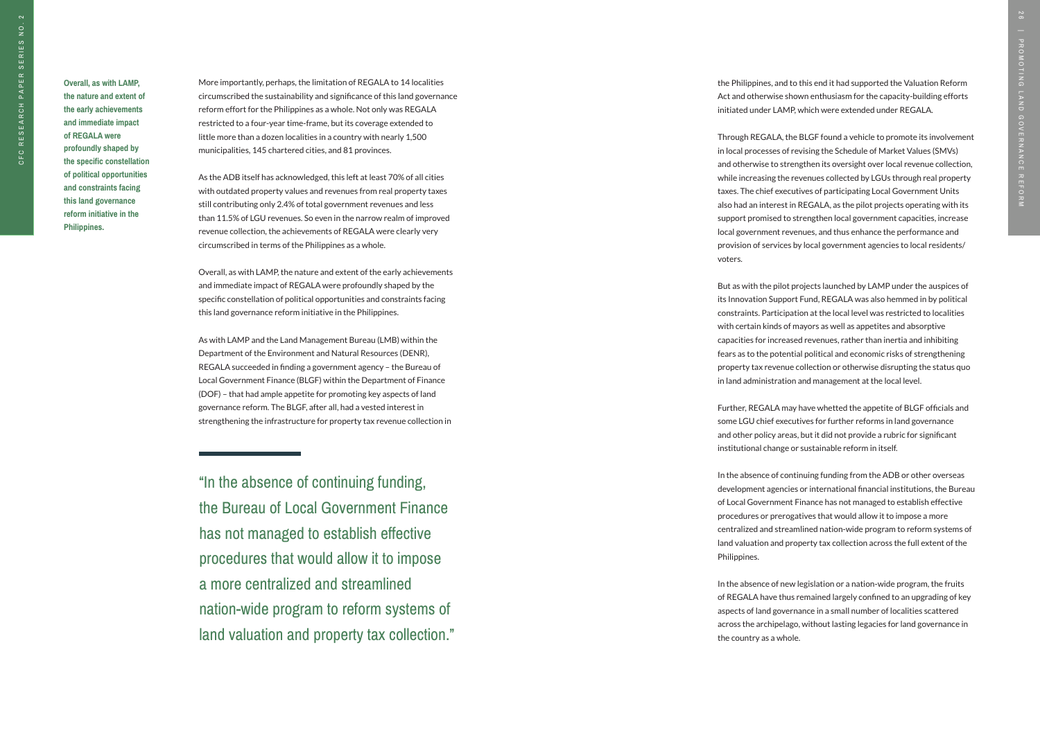**Overall, as with LAMP, the nature and extent of the early achievements and immediate impact of REGALA were profoundly shaped by the specific constellation of political opportunities and constraints facing this land governance reform initiative in the Philippines.**

More importantly, perhaps, the limitation of REGALA to 14 localities circumscribed the sustainability and significance of this land governance reform effort for the Philippines as a whole. Not only was REGALA restricted to a four-year time-frame, but its coverage extended to little more than a dozen localities in a country with nearly 1,500 municipalities, 145 chartered cities, and 81 provinces.

As the ADB itself has acknowledged, this left at least 70% of all cities with outdated property values and revenues from real property taxes still contributing only 2.4% of total government revenues and less than 11.5% of LGU revenues. So even in the narrow realm of improved revenue collection, the achievements of REGALA were clearly very circumscribed in terms of the Philippines as a whole.

Overall, as with LAMP, the nature and extent of the early achievements and immediate impact of REGALA were profoundly shaped by the specific constellation of political opportunities and constraints facing this land governance reform initiative in the Philippines.

As with LAMP and the Land Management Bureau (LMB) within the Department of the Environment and Natural Resources (DENR), REGALA succeeded in finding a government agency – the Bureau of Local Government Finance (BLGF) within the Department of Finance (DOF) – that had ample appetite for promoting key aspects of land governance reform. The BLGF, after all, had a vested interest in strengthening the infrastructure for property tax revenue collection in the Philippines, and to this end it had supported the Valuation Reform Act and otherwise shown enthusiasm for the capacity-building efforts initiated under LAMP, which were extended under REGALA.

> "In the absence of continuing funding, the Bureau of Local Government Finance has not managed to establish effective procedures that would allow it to impose a more centralized and streamlined nation-wide program to reform systems of land valuation and property tax collection."

Through REGALA, the BLGF found a vehicle to promote its involvement in local processes of revising the Schedule of Market Values (SMVs) and otherwise to strengthen its oversight over local revenue collection, while increasing the revenues collected by LGUs through real property taxes. The chief executives of participating Local Government Units also had an interest in REGALA, as the pilot projects operating with its support promised to strengthen local government capacities, increase local government revenues, and thus enhance the performance and provision of services by local government agencies to local residents/voters.

But as with the pilot projects launched by LAMP under the auspices of its Innovation Support Fund, REGALA was also hemmed in by political constraints. Participation at the local level was restricted to localities with certain kinds of mayors as well as appetites and absorptive capacities for increased revenues, rather than inertia and inhibiting fears as to the potential political and economic risks of strengthening property tax revenue collection or otherwise disrupting the status quo in land administration and management at the local level.

Further, REGALA may have whetted the appetite of BLGF officials and some LGU chief executives for further reforms in land governance and other policy areas, but it did not provide a rubric for significant institutional change or sustainable reform in itself.

In the absence of continuing funding from the ADB or other overseas development agencies or international financial institutions, the Bureau of Local Government Finance has not managed to establish effective procedures or prerogatives that would allow it to impose a more centralized and streamlined nation-wide program to reform systems of land valuation and property tax collection across the full extent of the Philippines.

In the absence of new legislation or a nation-wide program, the fruits of REGALA have thus remained largely confined to an upgrading of key aspects of land governance in a small number of localities scattered across the archipelago, without lasting legacies for land governance in the country as a whole.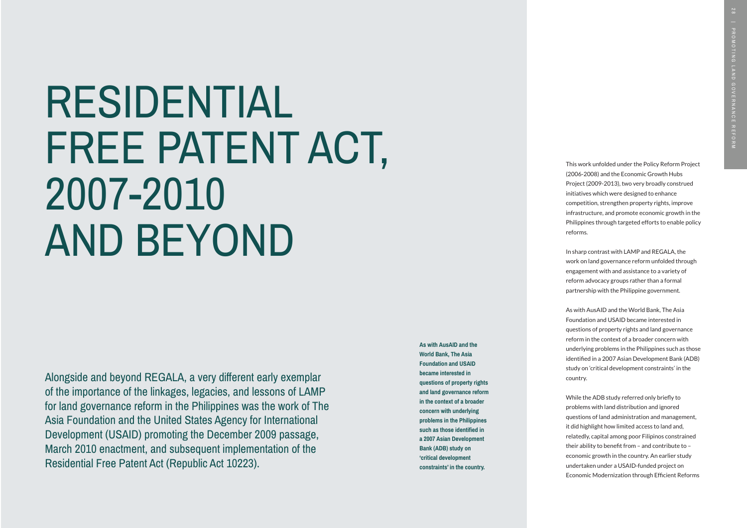# RESIDENTIAL FREE PATENT ACT, 2007-2010 AND BEYOND

Alongside and beyond REGALA, a very different early exemplar of the importance of the linkages, legacies, and lessons of LAMP for land governance reform in the Philippines was the work of The Asia Foundation and the United States Agency for International Development (USAID) promoting the December 2009 passage, March 2010 enactment, and subsequent implementation of the Residential Free Patent Act (Republic Act 10223).

**As with AusAID and the World Bank, The Asia Foundation and USAID became interested in questions of property rights and land governance reform in the context of a broader concern with underlying problems in the Philippines such as those identified in a 2007 Asian Development Bank (ADB) study on 'critical development constraints' in the country.**

This work unfolded under the Policy Reform Project (2006-2008) and the Economic Growth Hubs Project (2009-2013), two very broadly construed initiatives which were designed to enhance competition, strengthen property rights, improve infrastructure, and promote economic growth in the Philippines through targeted efforts to enable policy reforms.

In sharp contrast with LAMP and REGALA, the work on land governance reform unfolded through engagement with and assistance to a variety of reform advocacy groups rather than a formal partnership with the Philippine government.

As with AusAID and the World Bank, The Asia Foundation and USAID became interested in questions of property rights and land governance reform in the context of a broader concern with underlying problems in the Philippines such as those identified in a 2007 Asian Development Bank (ADB) study on 'critical development constraints' in the country.

While the ADB study referred only briefly to problems with land distribution and ignored questions of land administration and management, it did highlight how limited access to land and, relatedly, capital among poor Filipinos constrained their ability to benefit from – and contribute to – economic growth in the country. An earlier study undertaken under a USAID-funded project on Economic Modernization through Efficient Reforms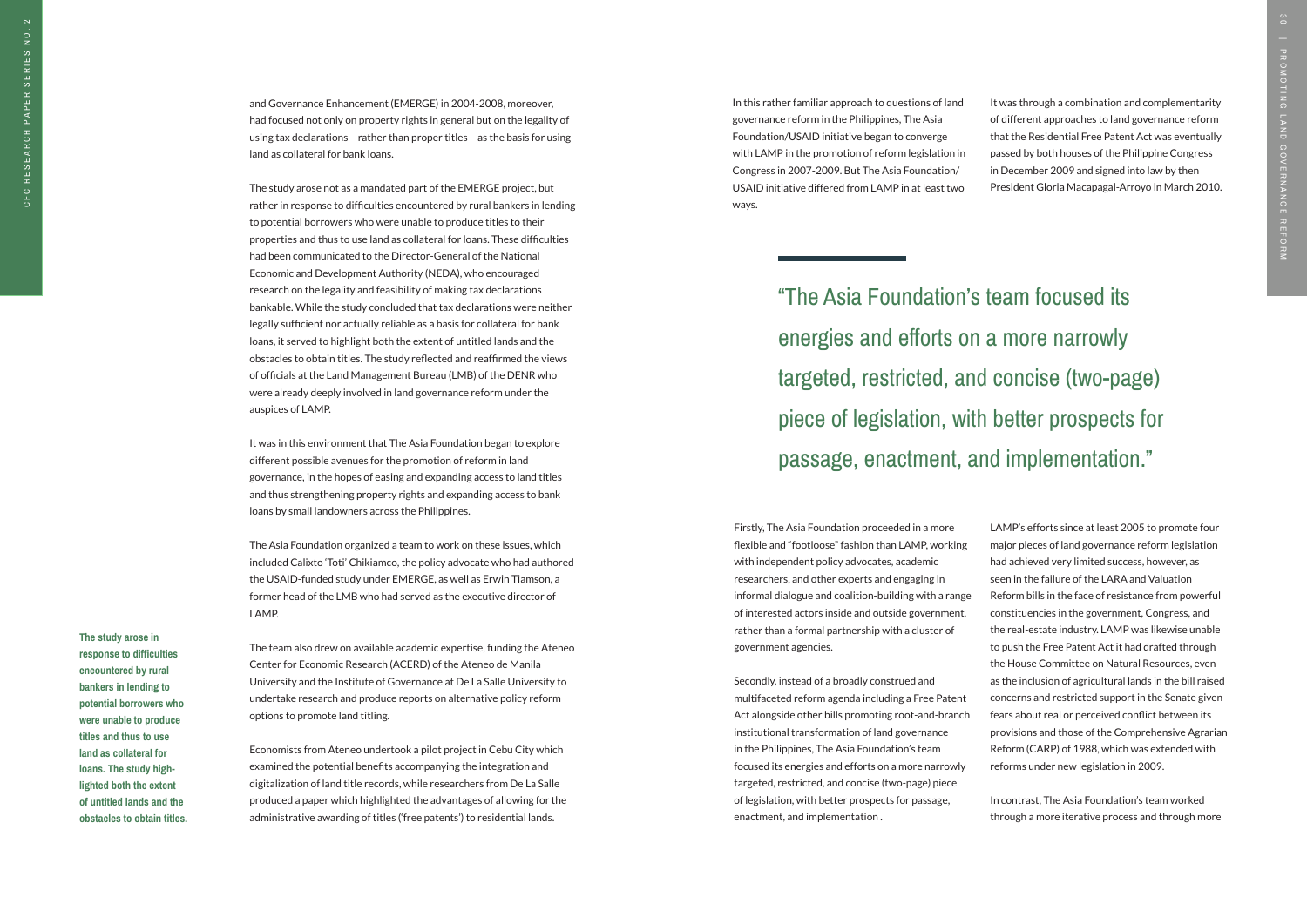and Governance Enhancement (EMERGE) in 2004-2008, moreover, had focused not only on property rights in general but on the legality of using tax declarations – rather than proper titles – as the basis for using land as collateral for bank loans.

The study arose not as a mandated part of the EMERGE project, but rather in response to difficulties encountered by rural bankers in lending to potential borrowers who were unable to produce titles to their properties and thus to use land as collateral for loans. These difficulties had been communicated to the Director-General of the National Economic and Development Authority (NEDA), who encouraged research on the legality and feasibility of making tax declarations bankable. While the study concluded that tax declarations were neither legally sufficient nor actually reliable as a basis for collateral for bank loans, it served to highlight both the extent of untitled lands and the obstacles to obtain titles. The study reflected and reaffirmed the views of officials at the Land Management Bureau (LMB) of the DENR who were already deeply involved in land governance reform under the auspices of LAMP.

**The study arose in response to difficulties encountered by rural bankers in lending to potential borrowers who were unable to produce titles and thus to use land as collateral for loans. The study highlighted both the extent of untitled lands and the obstacles to obtain titles.**

It was in this environment that The Asia Foundation began to explore different possible avenues for the promotion of reform in land governance, in the hopes of easing and expanding access to land titles and thus strengthening property rights and expanding access to bank loans by small landowners across the Philippines.

The Asia Foundation organized a team to work on these issues, which included Calixto 'Toti' Chikiamco, the policy advocate who had authored the USAID-funded study under EMERGE, as well as Erwin Tiamson, a former head of the LMB who had served as the executive director of LAMP.

The team also drew on available academic expertise, funding the Ateneo Center for Economic Research (ACERD) of the Ateneo de Manila University and the Institute of Governance at De La Salle University to undertake research and produce reports on alternative policy reform options to promote land titling.

Economists from Ateneo undertook a pilot project in Cebu City which examined the potential benefits accompanying the integration and digitalization of land title records, while researchers from De La Salle produced a paper which highlighted the advantages of allowing for the administrative awarding of titles ('free patents') to residential lands.

In this rather familiar approach to questions of land governance reform in the Philippines, The Asia Foundation/USAID initiative began to converge with LAMP in the promotion of reform legislation in Congress in 2007-2009. But The Asia Foundation/USAID initiative differed from LAMP in at least two ways.

> "The Asia Foundation's team focused its energies and efforts on a more narrowly targeted, restricted, and concise (two-page) piece of legislation, with better prospects for passage, enactment, and implementation."

Firstly, The Asia Foundation proceeded in a more flexible and "footloose" fashion than LAMP, working with independent policy advocates, academic researchers, and other experts and engaging in informal dialogue and coalition-building with a range of interested actors inside and outside government, rather than a formal partnership with a cluster of government agencies.

Secondly, instead of a broadly construed and multifaceted reform agenda including a Free Patent Act alongside other bills promoting root-and-branch institutional transformation of land governance in the Philippines, The Asia Foundation's team focused its energies and efforts on a more narrowly targeted, restricted, and concise (two-page) piece of legislation, with better prospects for passage, enactment, and implementation .

It was through a combination and complementarity of different approaches to land governance reform that the Residential Free Patent Act was eventually passed by both houses of the Philippine Congress in December 2009 and signed into law by then President Gloria Macapagal-Arroyo in March 2010.

LAMP's efforts since at least 2005 to promote four major pieces of land governance reform legislation had achieved very limited success, however, as seen in the failure of the LARA and Valuation Reform bills in the face of resistance from powerful constituencies in the government, Congress, and the real-estate industry. LAMP was likewise unable to push the Free Patent Act it had drafted through the House Committee on Natural Resources, even as the inclusion of agricultural lands in the bill raised concerns and restricted support in the Senate given fears about real or perceived conflict between its provisions and those of the Comprehensive Agrarian Reform (CARP) of 1988, which was extended with reforms under new legislation in 2009.

In contrast, The Asia Foundation's team worked through a more iterative process and through more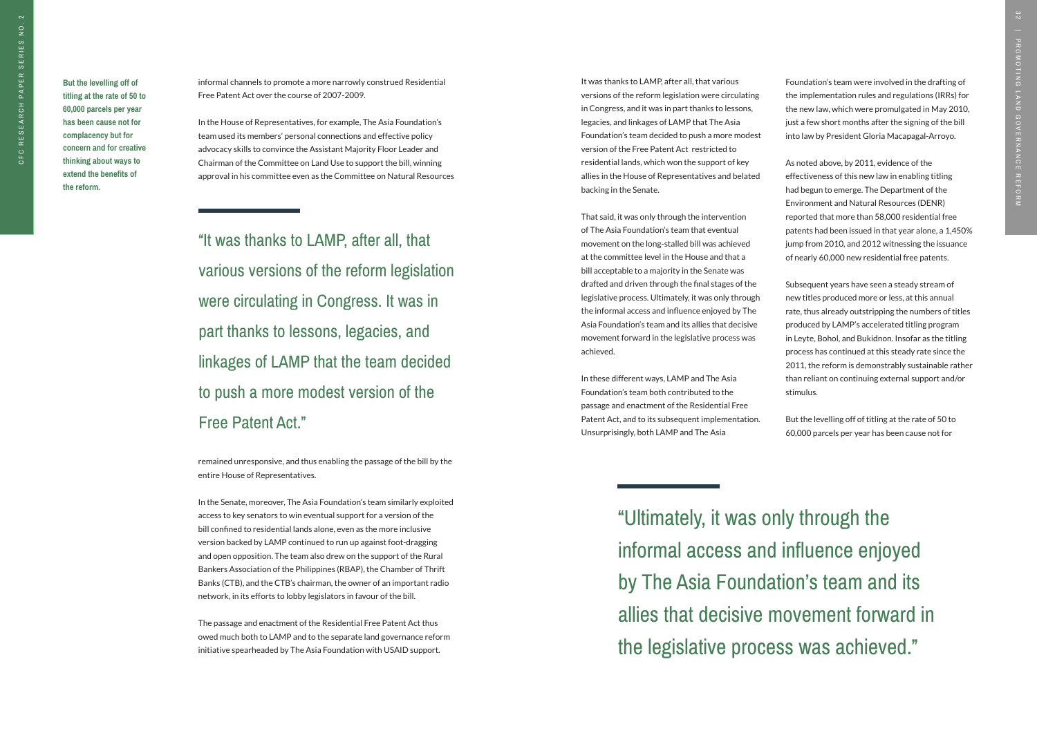**But the levelling off of titling at the rate of 50 to 60,000 parcels per year has been cause not for complacency but for concern and for creative thinking about ways to extend the benefits of the reform.**

informal channels to promote a more narrowly construed Residential Free Patent Act over the course of 2007-2009.

In the House of Representatives, for example, The Asia Foundation's team used its members' personal connections and effective policy advocacy skills to convince the Assistant Majority Floor Leader and Chairman of the Committee on Land Use to support the bill, winning approval in his committee even as the Committee on Natural Resources remained unresponsive, and thus enabling the passage of the bill by the entire House of Representatives.

> "It was thanks to LAMP, after all, that various versions of the reform legislation were circulating in Congress. It was in part thanks to lessons, legacies, and linkages of LAMP that the team decided to push a more modest version of the Free Patent Act."

In the Senate, moreover, The Asia Foundation's team similarly exploited access to key senators to win eventual support for a version of the bill confined to residential lands alone, even as the more inclusive version backed by LAMP continued to run up against foot-dragging and open opposition. The team also drew on the support of the Rural Bankers Association of the Philippines (RBAP), the Chamber of Thrift Banks (CTB), and the CTB's chairman, the owner of an important radio network, in its efforts to lobby legislators in favour of the bill.

The passage and enactment of the Residential Free Patent Act thus owed much both to LAMP and to the separate land governance reform initiative spearheaded by The Asia Foundation with USAID support.

It was thanks to LAMP, after all, that various versions of the reform legislation were circulating in Congress, and it was in part thanks to lessons, legacies, and linkages of LAMP that The Asia Foundation's team decided to push a more modest version of the Free Patent Act restricted to residential lands, which won the support of key allies in the House of Representatives and belated backing in the Senate.

That said, it was only through the intervention of The Asia Foundation's team that eventual movement on the long-stalled bill was achieved at the committee level in the House and that a bill acceptable to a majority in the Senate was drafted and driven through the final stages of the legislative process. Ultimately, it was only through the informal access and influence enjoyed by The Asia Foundation's team and its allies that decisive movement forward in the legislative process was achieved.

In these different ways, LAMP and The Asia Foundation's team both contributed to the passage and enactment of the Residential Free Patent Act, and to its subsequent implementation. Unsurprisingly, both LAMP and The Asia Foundation's team were involved in the drafting of the implementation rules and regulations (IRRs) for the new law, which were promulgated in May 2010, just a few short months after the signing of the bill into law by President Gloria Macapagal-Arroyo.

As noted above, by 2011, evidence of the effectiveness of this new law in enabling titling had begun to emerge. The Department of the Environment and Natural Resources (DENR) reported that more than 58,000 residential free patents had been issued in that year alone, a 1,450% jump from 2010, and 2012 witnessing the issuance of nearly 60,000 new residential free patents.

Subsequent years have seen a steady stream of new titles produced more or less, at this annual rate, thus already outstripping the numbers of titles produced by LAMP's accelerated titling program in Leyte, Bohol, and Bukidnon. Insofar as the titling process has continued at this steady rate since the 2011, the reform is demonstrably sustainable rather than reliant on continuing external support and/or stimulus.

But the levelling off of titling at the rate of 50 to 60,000 parcels per year has been cause not for

> "Ultimately, it was only through the informal access and influence enjoyed by The Asia Foundation's team and its allies that decisive movement forward in the legislative process was achieved."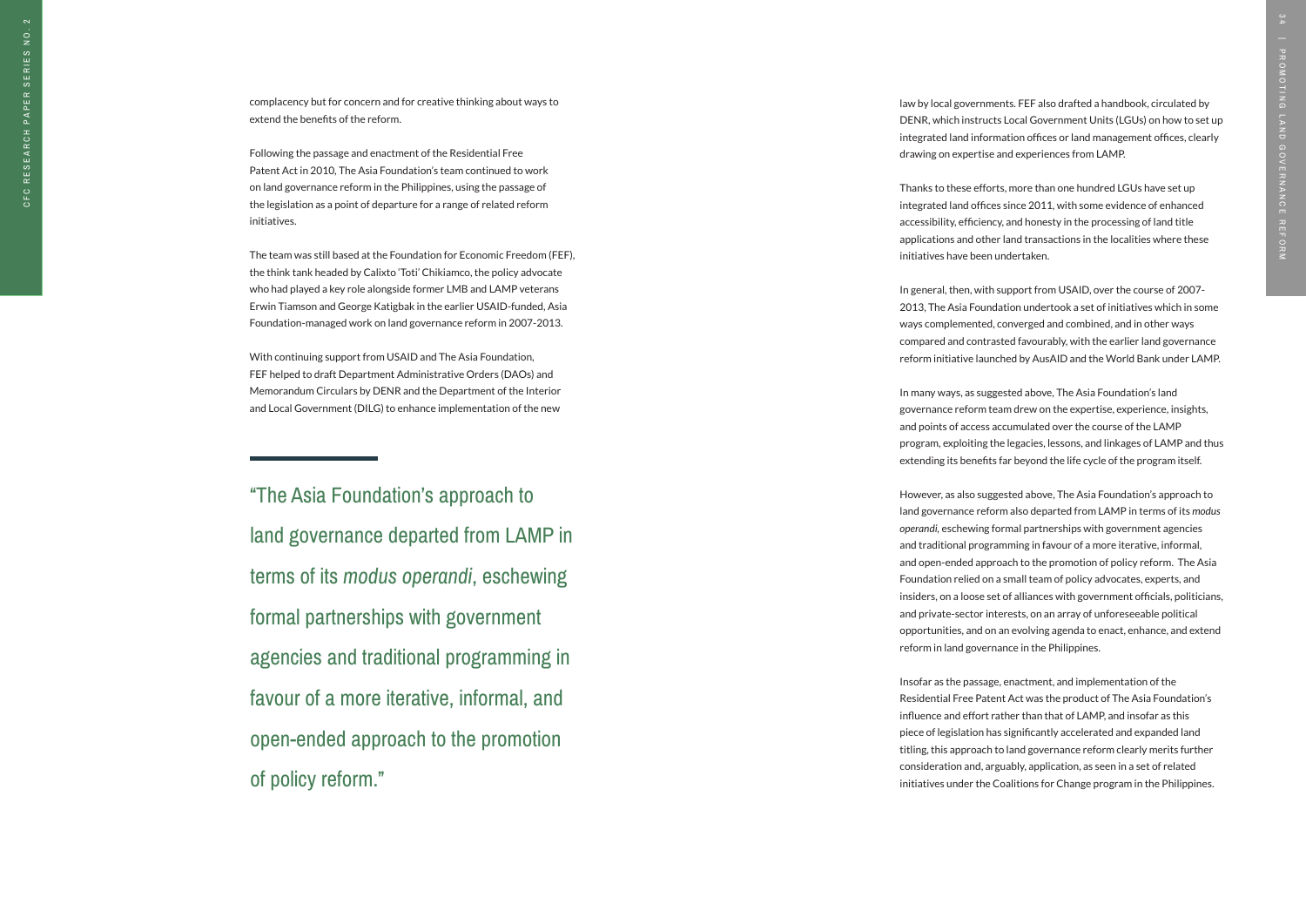complacency but for concern and for creative thinking about ways to extend the benefits of the reform.

Following the passage and enactment of the Residential Free Patent Act in 2010, The Asia Foundation's team continued to work on land governance reform in the Philippines, using the passage of the legislation as a point of departure for a range of related reform initiatives.

The team was still based at the Foundation for Economic Freedom (FEF), the think tank headed by Calixto 'Toti' Chikiamco, the policy advocate who had played a key role alongside former LMB and LAMP veterans Erwin Tiamson and George Katigbak in the earlier USAID-funded, Asia Foundation-managed work on land governance reform in 2007-2013.

With continuing support from USAID and The Asia Foundation, FEF helped to draft Department Administrative Orders (DAOs) and Memorandum Circulars by DENR and the Department of the Interior and Local Government (DILG) to enhance implementation of the new law by local governments. FEF also drafted a handbook, circulated by DENR, which instructs Local Government Units (LGUs) on how to set up integrated land information offices or land management offices, clearly drawing on expertise and experiences from LAMP.

> "The Asia Foundation's approach to land governance departed from LAMP in terms of its *modus operandi*, eschewing formal partnerships with government agencies and traditional programming in favour of a more iterative, informal, and open-ended approach to the promotion of policy reform."

Thanks to these efforts, more than one hundred LGUs have set up integrated land offices since 2011, with some evidence of enhanced accessibility, efficiency, and honesty in the processing of land title applications and other land transactions in the localities where these initiatives have been undertaken.

In general, then, with support from USAID, over the course of 2007-2013, The Asia Foundation undertook a set of initiatives which in some ways complemented, converged and combined, and in other ways compared and contrasted favourably, with the earlier land governance reform initiative launched by AusAID and the World Bank under LAMP.

In many ways, as suggested above, The Asia Foundation's land governance reform team drew on the expertise, experience, insights, and points of access accumulated over the course of the LAMP program, exploiting the legacies, lessons, and linkages of LAMP and thus extending its benefits far beyond the life cycle of the program itself.

However, as also suggested above, The Asia Foundation's approach to land governance reform also departed from LAMP in terms of its *modus operandi*, eschewing formal partnerships with government agencies and traditional programming in favour of a more iterative, informal, and open-ended approach to the promotion of policy reform. The Asia Foundation relied on a small team of policy advocates, experts, and insiders, on a loose set of alliances with government officials, politicians, and private-sector interests, on an array of unforeseeable political opportunities, and on an evolving agenda to enact, enhance, and extend reform in land governance in the Philippines.

Insofar as the passage, enactment, and implementation of the Residential Free Patent Act was the product of The Asia Foundation's influence and effort rather than that of LAMP, and insofar as this piece of legislation has significantly accelerated and expanded land titling, this approach to land governance reform clearly merits further consideration and, arguably, application, as seen in a set of related initiatives under the Coalitions for Change program in the Philippines.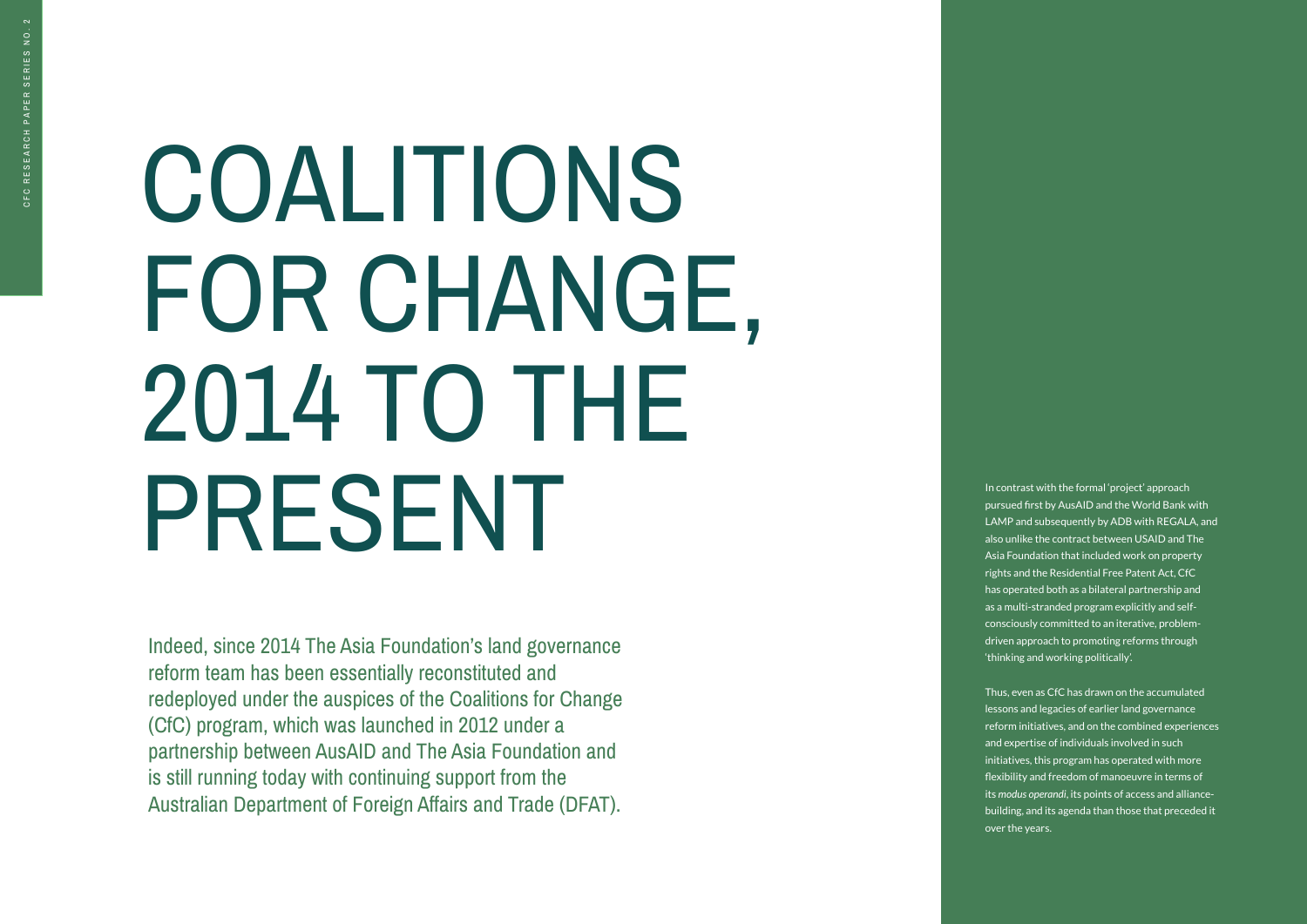# COALITIONS FOR CHANGE, 2014 TO THE PRESENT

Indeed, since 2014 The Asia Foundation's land governance reform team has been essentially reconstituted and redeployed under the auspices of the Coalitions for Change (CfC) program, which was launched in 2012 under a partnership between AusAID and The Asia Foundation and is still running today with continuing support from the Australian Department of Foreign Affairs and Trade (DFAT).

In contrast with the formal 'project' approach pursued first by AusAID and the World Bank with LAMP and subsequently by ADB with REGALA, and also unlike the contract between USAID and The Asia Foundation that included work on property rights and the Residential Free Patent Act, CfC has operated both as a bilateral partnership and as a multi-stranded program explicitly and self-consciously committed to an iterative, problem-driven approach to promoting reforms through 'thinking and working politically'.

Thus, even as CfC has drawn on the accumulated lessons and legacies of earlier land governance reform initiatives, and on the combined experiences and expertise of individuals involved in such initiatives, this program has operated with more flexibility and freedom of manoeuvre in terms of its *modus operandi*, its points of access and alliance-building, and its agenda than those that preceded it over the years.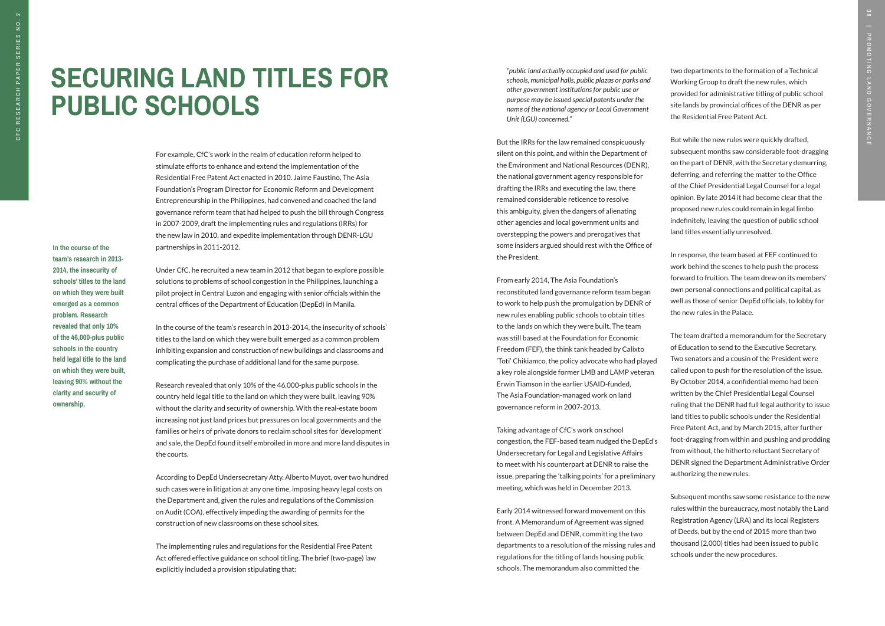# SECURING LAND TITLES FOR PUBLIC SCHOOLS

**In the course of the team's research in 2013-2014, the insecurity of schools' titles to the land on which they were built emerged as a common problem. Research revealed that only 10% of the 46,000-plus public schools in the country held legal title to the land on which they were built, leaving 90% without the clarity and security of ownership.**

For example, CfC's work in the realm of education reform helped to stimulate efforts to enhance and extend the implementation of the Residential Free Patent Act enacted in 2010. Jaime Faustino, The Asia Foundation's Program Director for Economic Reform and Development Entrepreneurship in the Philippines, had convened and coached the land governance reform team that had helped to push the bill through Congress in 2007-2009, draft the implementing rules and regulations (IRRs) for the new law in 2010, and expedite implementation through DENR-LGU partnerships in 2011-2012.

Under CfC, he recruited a new team in 2012 that began to explore possible solutions to problems of school congestion in the Philippines, launching a pilot project in Central Luzon and engaging with senior officials within the central offices of the Department of Education (DepEd) in Manila.

In the course of the team's research in 2013-2014, the insecurity of schools' titles to the land on which they were built emerged as a common problem inhibiting expansion and construction of new buildings and classrooms and complicating the purchase of additional land for the same purpose.

Research revealed that only 10% of the 46,000-plus public schools in the country held legal title to the land on which they were built, leaving 90% without the clarity and security of ownership. With the real-estate boom increasing not just land prices but pressures on local governments and the families or heirs of private donors to reclaim school sites for 'development' and sale, the DepEd found itself embroiled in more and more land disputes in the courts.

According to DepEd Undersecretary Atty. Alberto Muyot, over two hundred such cases were in litigation at any one time, imposing heavy legal costs on the Department and, given the rules and regulations of the Commission on Audit (COA), effectively impeding the awarding of permits for the construction of new classrooms on these school sites.

The implementing rules and regulations for the Residential Free Patent Act offered effective guidance on school titling. The brief (two-page) law explicitly included a provision stipulating that:

*"public land actually occupied and used for public schools, municipal halls, public plazas or parks and other government institutions for public use or purpose may be issued special patents under the name of the national agency or Local Government Unit (LGU) concerned."*

But the IRRs for the law remained conspicuously silent on this point, and within the Department of the Environment and National Resources (DENR), the national government agency responsible for drafting the IRRs and executing the law, there remained considerable reticence to resolve this ambiguity, given the dangers of alienating other agencies and local government units and overstepping the powers and prerogatives that some insiders argued should rest with the Office of the President.

From early 2014, The Asia Foundation's reconstituted land governance reform team began to work to help push the promulgation by DENR of new rules enabling public schools to obtain titles to the lands on which they were built. The team was still based at the Foundation for Economic Freedom (FEF), the think tank headed by Calixto 'Toti' Chikiamco, the policy advocate who had played a key role alongside former LMB and LAMP veteran Erwin Tiamson in the earlier USAID-funded, The Asia Foundation-managed work on land governance reform in 2007-2013.

Taking advantage of CfC's work on school congestion, the FEF-based team nudged the DepEd's Undersecretary for Legal and Legislative Affairs to meet with his counterpart at DENR to raise the issue, preparing the 'talking points' for a preliminary meeting, which was held in December 2013.

Early 2014 witnessed forward movement on this front. A Memorandum of Agreement was signed between DepEd and DENR, committing the two departments to a resolution of the missing rules and regulations for the titling of lands housing public schools. The memorandum also committed the two departments to the formation of a Technical Working Group to draft the new rules, which provided for administrative titling of public school site lands by provincial offices of the DENR as per the Residential Free Patent Act.

But while the new rules were quickly drafted, subsequent months saw considerable foot-dragging on the part of DENR, with the Secretary demurring, deferring, and referring the matter to the Office of the Chief Presidential Legal Counsel for a legal opinion. By late 2014 it had become clear that the proposed new rules could remain in legal limbo indefinitely, leaving the question of public school land titles essentially unresolved.

In response, the team based at FEF continued to work behind the scenes to help push the process forward to fruition. The team drew on its members' own personal connections and political capital, as well as those of senior DepEd officials, to lobby for the new rules in the Palace.

The team drafted a memorandum for the Secretary of Education to send to the Executive Secretary. Two senators and a cousin of the President were called upon to push for the resolution of the issue. By October 2014, a confidential memo had been written by the Chief Presidential Legal Counsel ruling that the DENR had full legal authority to issue land titles to public schools under the Residential Free Patent Act, and by March 2015, after further foot-dragging from within and pushing and prodding from without, the hitherto reluctant Secretary of DENR signed the Department Administrative Order authorizing the new rules.

Subsequent months saw some resistance to the new rules within the bureaucracy, most notably the Land Registration Agency (LRA) and its local Registers of Deeds, but by the end of 2015 more than two thousand (2,000) titles had been issued to public schools under the new procedures.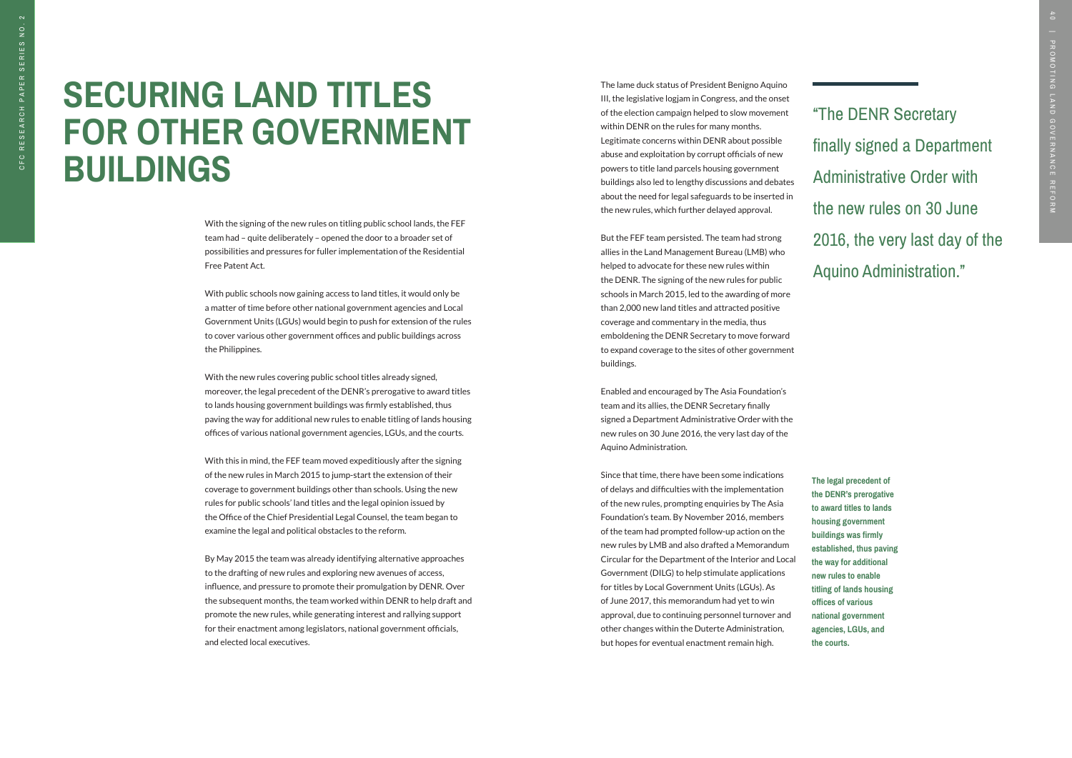# SECURING LAND TITLES FOR OTHER GOVERNMENT BUILDINGS

With the signing of the new rules on titling public school lands, the FEF team had – quite deliberately – opened the door to a broader set of possibilities and pressures for fuller implementation of the Residential Free Patent Act.

With public schools now gaining access to land titles, it would only be a matter of time before other national government agencies and Local Government Units (LGUs) would begin to push for extension of the rules to cover various other government offices and public buildings across the Philippines.

With the new rules covering public school titles already signed, moreover, the legal precedent of the DENR's prerogative to award titles to lands housing government buildings was firmly established, thus paving the way for additional new rules to enable titling of lands housing offices of various national government agencies, LGUs, and the courts.

With this in mind, the FEF team moved expeditiously after the signing of the new rules in March 2015 to jump-start the extension of their coverage to government buildings other than schools. Using the new rules for public schools' land titles and the legal opinion issued by the Office of the Chief Presidential Legal Counsel, the team began to examine the legal and political obstacles to the reform.

By May 2015 the team was already identifying alternative approaches to the drafting of new rules and exploring new avenues of access, influence, and pressure to promote their promulgation by DENR. Over the subsequent months, the team worked within DENR to help draft and promote the new rules, while generating interest and rallying support for their enactment among legislators, national government officials, and elected local executives.

The lame duck status of President Benigno Aquino III, the legislative logjam in Congress, and the onset of the election campaign helped to slow movement within DENR on the rules for many months. Legitimate concerns within DENR about possible abuse and exploitation by corrupt officials of new powers to title land parcels housing government buildings also led to lengthy discussions and debates about the need for legal safeguards to be inserted in the new rules, which further delayed approval.

But the FEF team persisted. The team had strong allies in the Land Management Bureau (LMB) who helped to advocate for these new rules within the DENR. The signing of the new rules for public schools in March 2015, led to the awarding of more than 2,000 new land titles and attracted positive coverage and commentary in the media, thus emboldening the DENR Secretary to move forward to expand coverage to the sites of other government buildings.

Enabled and encouraged by The Asia Foundation's team and its allies, the DENR Secretary finally signed a Department Administrative Order with the new rules on 30 June 2016, the very last day of the Aquino Administration.

Since that time, there have been some indications of delays and difficulties with the implementation of the new rules, prompting enquiries by The Asia Foundation's team. By November 2016, members of the team had prompted follow-up action on the new rules by LMB and also drafted a Memorandum Circular for the Department of the Interior and Local Government (DILG) to help stimulate applications for titles by Local Government Units (LGUs). As of June 2017, this memorandum had yet to win approval, due to continuing personnel turnover and other changes within the Duterte Administration, but hopes for eventual enactment remain high.

> "The DENR Secretary finally signed a Department Administrative Order with the new rules on 30 June 2016, the very last day of the Aquino Administration."

**The legal precedent of the DENR's prerogative to award titles to lands housing government buildings was firmly established, thus paving the way for additional new rules to enable titling of lands housing offices of various national government agencies, LGUs, and the courts.**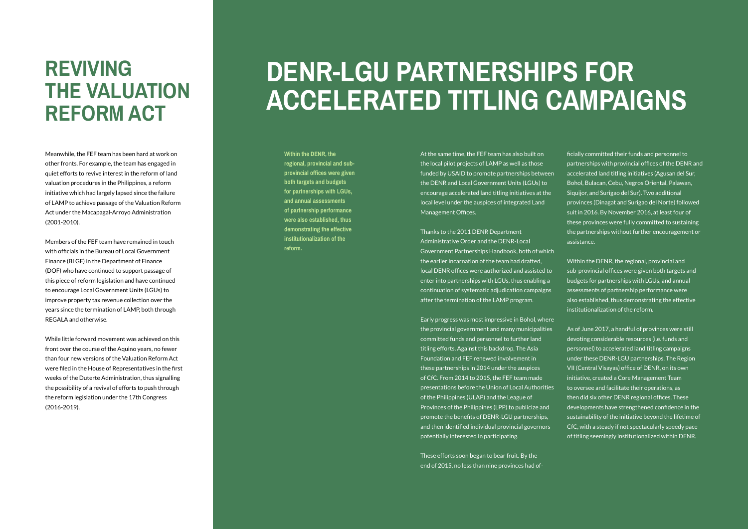# REVIVING THE VALUATION REFORM ACT

Meanwhile, the FEF team has been hard at work on other fronts. For example, the team has engaged in quiet efforts to revive interest in the reform of land valuation procedures in the Philippines, a reform initiative which had largely lapsed since the failure of LAMP to achieve passage of the Valuation Reform Act under the Macapagal-Arroyo Administration (2001-2010).

Members of the FEF team have remained in touch with officials in the Bureau of Local Government Finance (BLGF) in the Department of Finance (DOF) who have continued to support passage of this piece of reform legislation and have continued to encourage Local Government Units (LGUs) to improve property tax revenue collection over the years since the termination of LAMP, both through REGALA and otherwise.

While little forward movement was achieved on this front over the course of the Aquino years, no fewer than four new versions of the Valuation Reform Act were filed in the House of Representatives in the first weeks of the Duterte Administration, thus signalling the possibility of a revival of efforts to push through the reform legislation under the 17th Congress (2016-2019).

# DENR-LGU PARTNERSHIPS FOR ACCELERATED TITLING CAMPAIGNS

**Within the DENR, the regional, provincial and sub-provincial offices were given both targets and budgets for partnerships with LGUs, and annual assessments of partnership performance were also established, thus demonstrating the effective institutionalization of the reform.**

At the same time, the FEF team has also built on the local pilot projects of LAMP as well as those funded by USAID to promote partnerships between the DENR and Local Government Units (LGUs) to encourage accelerated land titling initiatives at the local level under the auspices of integrated Land Management Offices.

Thanks to the 2011 DENR Department Administrative Order and the DENR-Local Government Partnerships Handbook, both of which the earlier incarnation of the team had drafted, local DENR offices were authorized and assisted to enter into partnerships with LGUs, thus enabling a continuation of systematic adjudication campaigns after the termination of the LAMP program.

Early progress was most impressive in Bohol, where the provincial government and many municipalities committed funds and personnel to further land titling efforts. Against this backdrop, The Asia Foundation and FEF renewed involvement in these partnerships in 2014 under the auspices of CfC. From 2014 to 2015, the FEF team made presentations before the Union of Local Authorities of the Philippines (ULAP) and the League of Provinces of the Philippines (LPP) to publicize and promote the benefits of DENR-LGU partnerships, and then identified individual provincial governors potentially interested in participating.

These efforts soon began to bear fruit. By the end of 2015, no less than nine provinces had officially committed their funds and personnel to partnerships with provincial offices of the DENR and accelerated land titling initiatives (Agusan del Sur, Bohol, Bulacan, Cebu, Negros Oriental, Palawan, Siquijor, and Surigao del Sur). Two additional provinces (Dinagat and Surigao del Norte) followed suit in 2016. By November 2016, at least four of these provinces were fully committed to sustaining the partnerships without further encouragement or assistance.

Within the DENR, the regional, provincial and sub-provincial offices were given both targets and budgets for partnerships with LGUs, and annual assessments of partnership performance were also established, thus demonstrating the effective institutionalization of the reform.

As of June 2017, a handful of provinces were still devoting considerable resources (i.e. funds and personnel) to accelerated land titling campaigns under these DENR-LGU partnerships. The Region VII (Central Visayas) office of DENR, on its own initiative, created a Core Management Team to oversee and facilitate their operations, as then did six other DENR regional offices. These developments have strengthened confidence in the sustainability of the initiative beyond the lifetime of CfC, with a steady if not spectacularly speedy pace of titling seemingly institutionalized within DENR.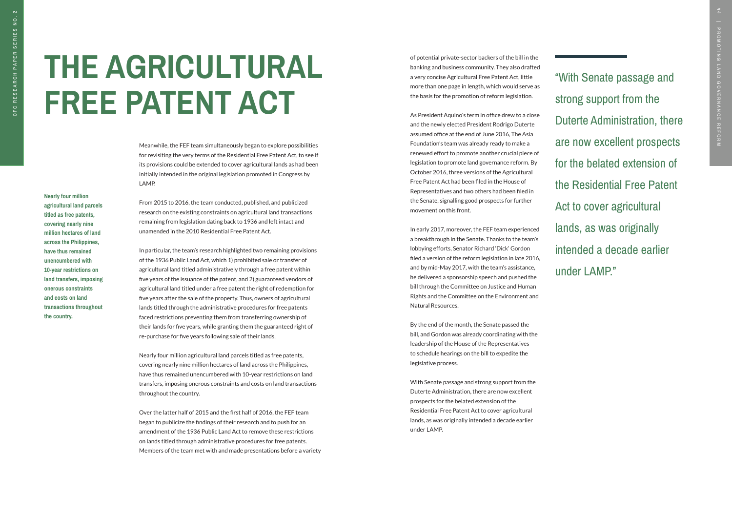# THE AGRICULTURAL FREE PATENT ACT

**Nearly four million agricultural land parcels titled as free patents, covering nearly nine million hectares of land across the Philippines, have thus remained unencumbered with 10-year restrictions on land transfers, imposing onerous constraints and costs on land transactions throughout the country.**

Meanwhile, the FEF team simultaneously began to explore possibilities for revisiting the very terms of the Residential Free Patent Act, to see if its provisions could be extended to cover agricultural lands as had been initially intended in the original legislation promoted in Congress by LAMP.

From 2015 to 2016, the team conducted, published, and publicized research on the existing constraints on agricultural land transactions remaining from legislation dating back to 1936 and left intact and unamended in the 2010 Residential Free Patent Act.

In particular, the team's research highlighted two remaining provisions of the 1936 Public Land Act, which 1) prohibited sale or transfer of agricultural land titled administratively through a free patent within five years of the issuance of the patent, and 2) guaranteed vendors of agricultural land titled under a free patent the right of redemption for five years after the sale of the property. Thus, owners of agricultural lands titled through the administrative procedures for free patents faced restrictions preventing them from transferring ownership of their lands for five years, while granting them the guaranteed right of re-purchase for five years following sale of their lands.

Nearly four million agricultural land parcels titled as free patents, covering nearly nine million hectares of land across the Philippines, have thus remained unencumbered with 10-year restrictions on land transfers, imposing onerous constraints and costs on land transactions throughout the country.

Over the latter half of 2015 and the first half of 2016, the FEF team began to publicize the findings of their research and to push for an amendment of the 1936 Public Land Act to remove these restrictions on lands titled through administrative procedures for free patents. Members of the team met with and made presentations before a variety of potential private-sector backers of the bill in the banking and business community. They also drafted a very concise Agricultural Free Patent Act, little more than one page in length, which would serve as the basis for the promotion of reform legislation.

As President Aquino's term in office drew to a close and the newly elected President Rodrigo Duterte assumed office at the end of June 2016, The Asia Foundation's team was already ready to make a renewed effort to promote another crucial piece of legislation to promote land governance reform. By October 2016, three versions of the Agricultural Free Patent Act had been filed in the House of Representatives and two others had been filed in the Senate, signalling good prospects for further movement on this front.

In early 2017, moreover, the FEF team experienced a breakthrough in the Senate. Thanks to the team's lobbying efforts, Senator Richard 'Dick' Gordon filed a version of the reform legislation in late 2016, and by mid-May 2017, with the team's assistance, he delivered a sponsorship speech and pushed the bill through the Committee on Justice and Human Rights and the Committee on the Environment and Natural Resources.

By the end of the month, the Senate passed the bill, and Gordon was already coordinating with the leadership of the House of the Representatives to schedule hearings on the bill to expedite the legislative process.

With Senate passage and strong support from the Duterte Administration, there are now excellent prospects for the belated extension of the Residential Free Patent Act to cover agricultural lands, as was originally intended a decade earlier under LAMP.

"With Senate passage and strong support from the Duterte Administration, there are now excellent prospects for the belated extension of the Residential Free Patent Act to cover agricultural lands, as was originally intended a decade earlier under LAMP."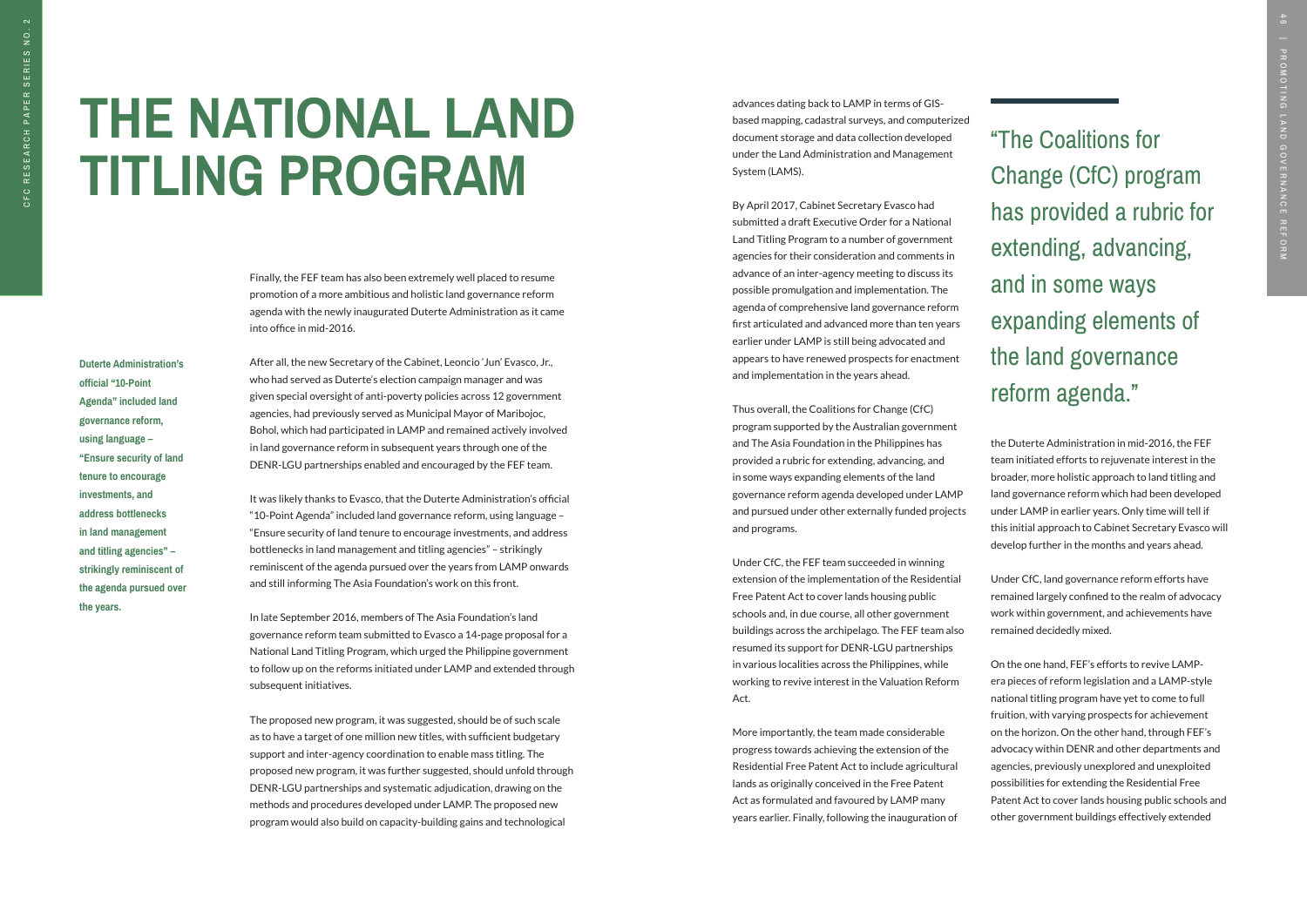# THE NATIONAL LAND TITLING PROGRAM

Finally, the FEF team has also been extremely well placed to resume promotion of a more ambitious and holistic land governance reform agenda with the newly inaugurated Duterte Administration as it came into office in mid-2016.

**Duterte Administration's official "10-Point Agenda" included land governance reform, using language – "Ensure security of land tenure to encourage investments, and address bottlenecks in land management and titling agencies" – strikingly reminiscent of the agenda pursued over the years.**

After all, the new Secretary of the Cabinet, Leoncio 'Jun' Evasco, Jr., who had served as Duterte's election campaign manager and was given special oversight of anti-poverty policies across 12 government agencies, had previously served as Municipal Mayor of Maribojoc, Bohol, which had participated in LAMP and remained actively involved in land governance reform in subsequent years through one of the DENR-LGU partnerships enabled and encouraged by the FEF team.

It was likely thanks to Evasco, that the Duterte Administration's official "10-Point Agenda" included land governance reform, using language – "Ensure security of land tenure to encourage investments, and address bottlenecks in land management and titling agencies" – strikingly reminiscent of the agenda pursued over the years from LAMP onwards and still informing The Asia Foundation's work on this front.

In late September 2016, members of The Asia Foundation's land governance reform team submitted to Evasco a 14-page proposal for a National Land Titling Program, which urged the Philippine government to follow up on the reforms initiated under LAMP and extended through subsequent initiatives.

The proposed new program, it was suggested, should be of such scale as to have a target of one million new titles, with sufficient budgetary support and inter-agency coordination to enable mass titling. The proposed new program, it was further suggested, should unfold through DENR-LGU partnerships and systematic adjudication, drawing on the methods and procedures developed under LAMP. The proposed new program would also build on capacity-building gains and technological advances dating back to LAMP in terms of GIS-based mapping, cadastral surveys, and computerized document storage and data collection developed under the Land Administration and Management System (LAMS).

By April 2017, Cabinet Secretary Evasco had submitted a draft Executive Order for a National Land Titling Program to a number of government agencies for their consideration and comments in advance of an inter-agency meeting to discuss its possible promulgation and implementation. The agenda of comprehensive land governance reform first articulated and advanced more than ten years earlier under LAMP is still being advocated and appears to have renewed prospects for enactment and implementation in the years ahead.

Thus overall, the Coalitions for Change (CfC) program supported by the Australian government and The Asia Foundation in the Philippines has provided a rubric for extending, advancing, and in some ways expanding elements of the land governance reform agenda developed under LAMP and pursued under other externally funded projects and programs.

> "The Coalitions for Change (CfC) program has provided a rubric for extending, advancing, and in some ways expanding elements of the land governance reform agenda."

Under CfC, the FEF team succeeded in winning extension of the implementation of the Residential Free Patent Act to cover lands housing public schools and, in due course, all other government buildings across the archipelago. The FEF team also resumed its support for DENR-LGU partnerships in various localities across the Philippines, while working to revive interest in the Valuation Reform Act.

More importantly, the team made considerable progress towards achieving the extension of the Residential Free Patent Act to include agricultural lands as originally conceived in the Free Patent Act as formulated and favoured by LAMP many years earlier. Finally, following the inauguration of the Duterte Administration in mid-2016, the FEF team initiated efforts to rejuvenate interest in the broader, more holistic approach to land titling and land governance reform which had been developed under LAMP in earlier years. Only time will tell if this initial approach to Cabinet Secretary Evasco will develop further in the months and years ahead.

Under CfC, land governance reform efforts have remained largely confined to the realm of advocacy work within government, and achievements have remained decidedly mixed.

On the one hand, FEF's efforts to revive LAMP-era pieces of reform legislation and a LAMP-style national titling program have yet to come to full fruition, with varying prospects for achievement on the horizon. On the other hand, through FEF's advocacy within DENR and other departments and agencies, previously unexplored and unexploited possibilities for extending the Residential Free Patent Act to cover lands housing public schools and other government buildings effectively extended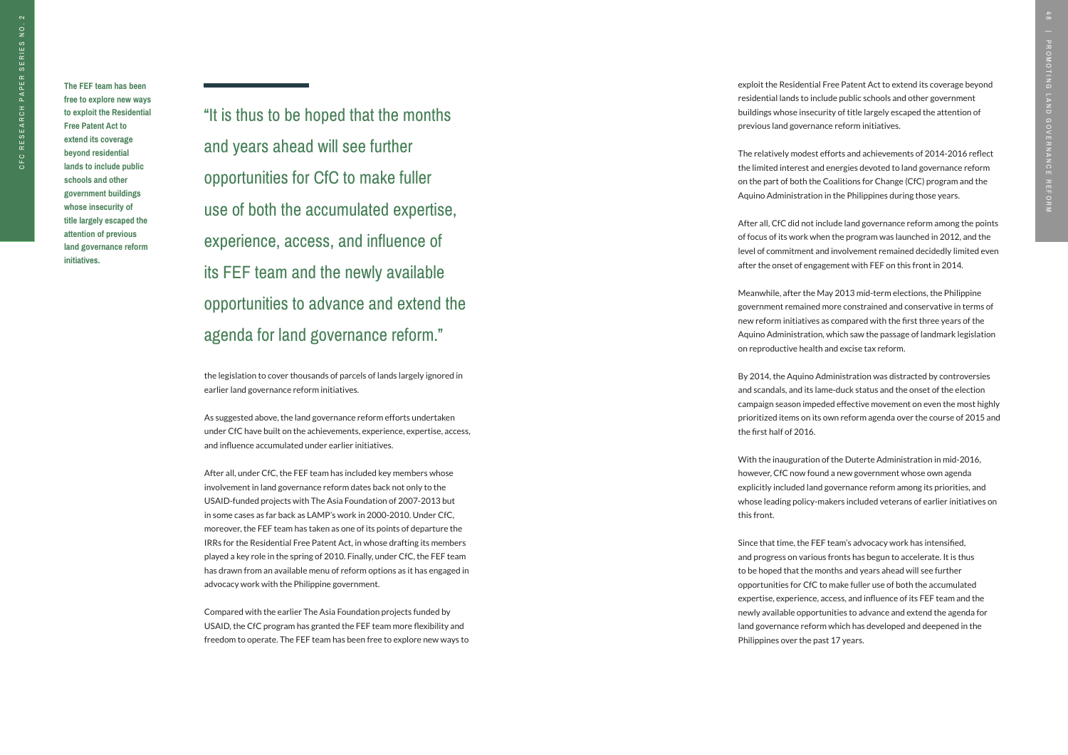The FEF team has been free to explore new ways to exploit the Residential Free Patent Act to extend its coverage beyond residential lands to include public schools and other government buildings whose insecurity of title largely escaped the attention of previous land governance reform initiatives.

> "It is thus to be hoped that the months and years ahead will see further opportunities for CfC to make fuller use of both the accumulated expertise, experience, access, and influence of its FEF team and the newly available opportunities to advance and extend the agenda for land governance reform."

the legislation to cover thousands of parcels of lands largely ignored in earlier land governance reform initiatives.

As suggested above, the land governance reform efforts undertaken under CfC have built on the achievements, experience, expertise, access, and influence accumulated under earlier initiatives.

After all, under CfC, the FEF team has included key members whose involvement in land governance reform dates back not only to the USAID-funded projects with The Asia Foundation of 2007-2013 but in some cases as far back as LAMP's work in 2000-2010. Under CfC, moreover, the FEF team has taken as one of its points of departure the IRRs for the Residential Free Patent Act, in whose drafting its members played a key role in the spring of 2010. Finally, under CfC, the FEF team has drawn from an available menu of reform options as it has engaged in advocacy work with the Philippine government.

Compared with the earlier The Asia Foundation projects funded by USAID, the CfC program has granted the FEF team more flexibility and freedom to operate. The FEF team has been free to explore new ways to exploit the Residential Free Patent Act to extend its coverage beyond residential lands to include public schools and other government buildings whose insecurity of title largely escaped the attention of previous land governance reform initiatives.

The relatively modest efforts and achievements of 2014-2016 reflect the limited interest and energies devoted to land governance reform on the part of both the Coalitions for Change (CfC) program and the Aquino Administration in the Philippines during those years.

After all, CfC did not include land governance reform among the points of focus of its work when the program was launched in 2012, and the level of commitment and involvement remained decidedly limited even after the onset of engagement with FEF on this front in 2014.

Meanwhile, after the May 2013 mid-term elections, the Philippine government remained more constrained and conservative in terms of new reform initiatives as compared with the first three years of the Aquino Administration, which saw the passage of landmark legislation on reproductive health and excise tax reform.

By 2014, the Aquino Administration was distracted by controversies and scandals, and its lame-duck status and the onset of the election campaign season impeded effective movement on even the most highly prioritized items on its own reform agenda over the course of 2015 and the first half of 2016.

With the inauguration of the Duterte Administration in mid-2016, however, CfC now found a new government whose own agenda explicitly included land governance reform among its priorities, and whose leading policy-makers included veterans of earlier initiatives on this front.

Since that time, the FEF team's advocacy work has intensified, and progress on various fronts has begun to accelerate. It is thus to be hoped that the months and years ahead will see further opportunities for CfC to make fuller use of both the accumulated expertise, experience, access, and influence of its FEF team and the newly available opportunities to advance and extend the agenda for land governance reform which has developed and deepened in the Philippines over the past 17 years.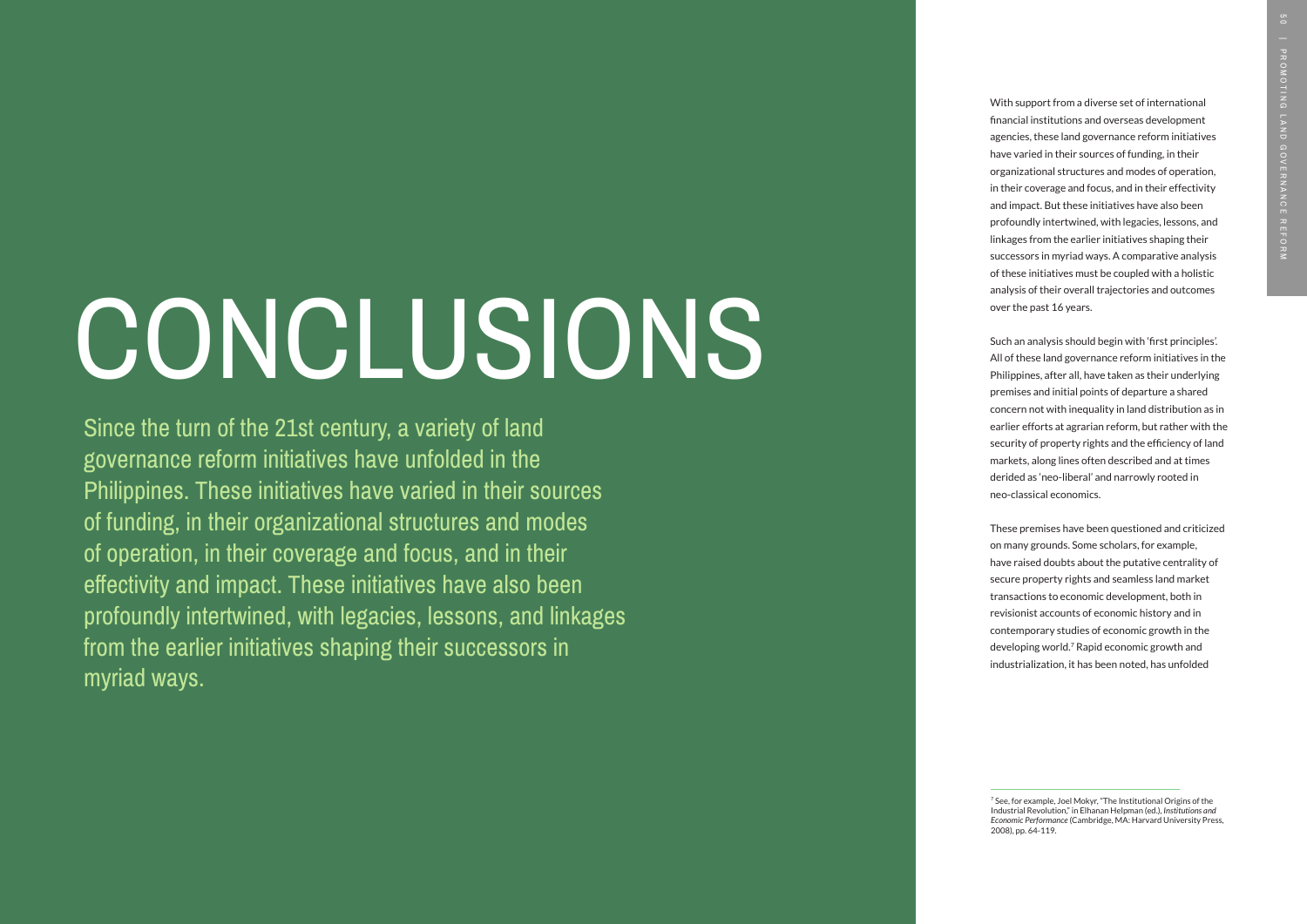# CONCLUSIONS

Since the turn of the 21st century, a variety of land governance reform initiatives have unfolded in the Philippines. These initiatives have varied in their sources of funding, in their organizational structures and modes of operation, in their coverage and focus, and in their effectivity and impact. These initiatives have also been profoundly intertwined, with legacies, lessons, and linkages from the earlier initiatives shaping their successors in myriad ways.

With support from a diverse set of international financial institutions and overseas development agencies, these land governance reform initiatives have varied in their sources of funding, in their organizational structures and modes of operation, in their coverage and focus, and in their effectivity and impact. But these initiatives have also been profoundly intertwined, with legacies, lessons, and linkages from the earlier initiatives shaping their successors in myriad ways. A comparative analysis of these initiatives must be coupled with a holistic analysis of their overall trajectories and outcomes over the past 16 years.

Such an analysis should begin with 'first principles'. All of these land governance reform initiatives in the Philippines, after all, have taken as their underlying premises and initial points of departure a shared concern not with inequality in land distribution as in earlier efforts at agrarian reform, but rather with the security of property rights and the efficiency of land markets, along lines often described and at times derided as 'neo-liberal' and narrowly rooted in neo-classical economics.

These premises have been questioned and criticized on many grounds. Some scholars, for example, have raised doubts about the putative centrality of secure property rights and seamless land market transactions to economic development, both in revisionist accounts of economic history and in contemporary studies of economic growth in the developing world.[7] Rapid economic growth and industrialization, it has been noted, has unfolded

---

[7] See, for example, Joel Mokyr, "The Institutional Origins of the Industrial Revolution," in Elhanan Helpman (ed.), *Institutions and Economic Performance* (Cambridge, MA: Harvard University Press, 2008), pp. 64-119.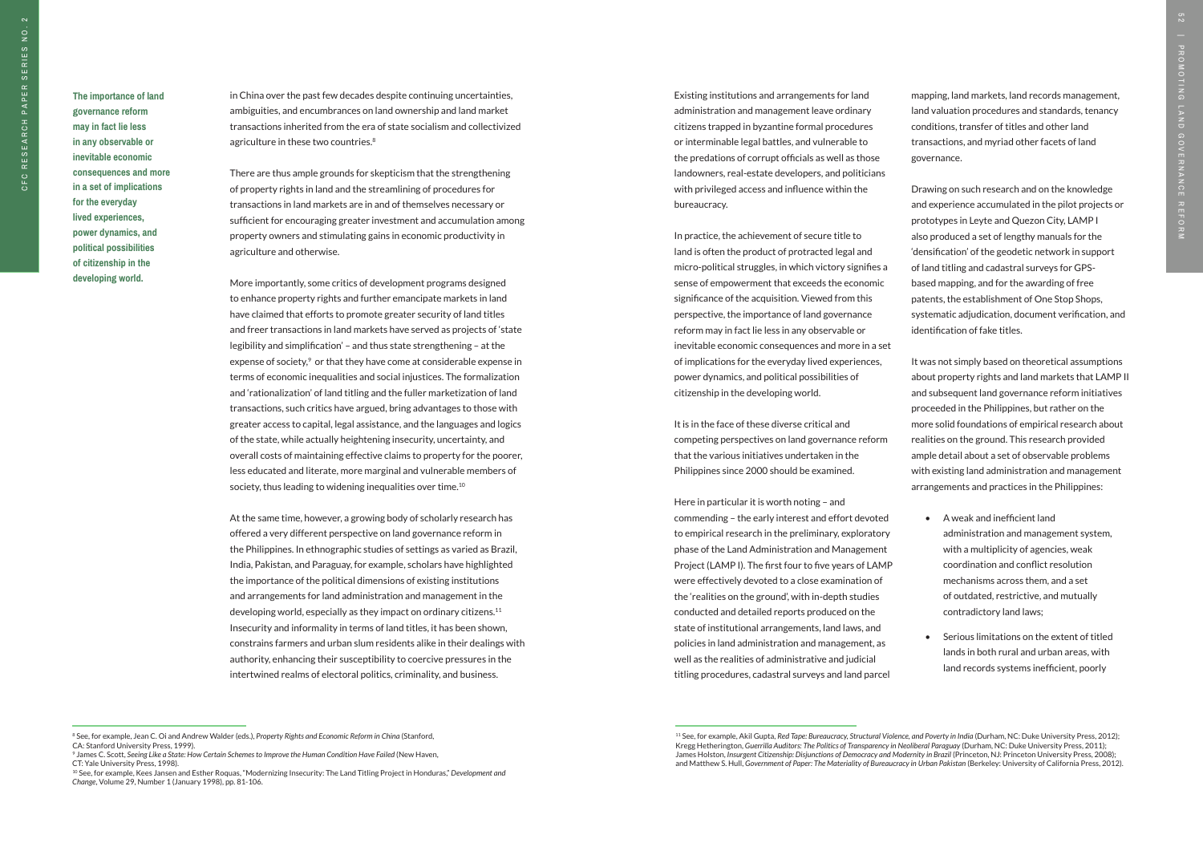> **The importance of land governance reform may in fact lie less in any observable or inevitable economic consequences and more in a set of implications for the everyday lived experiences, power dynamics, and political possibilities of citizenship in the developing world.**

in China over the past few decades despite continuing uncertainties, ambiguities, and encumbrances on land ownership and land market transactions inherited from the era of state socialism and collectivized agriculture in these two countries.[8]

There are thus ample grounds for skepticism that the strengthening of property rights in land and the streamlining of procedures for transactions in land markets are in and of themselves necessary or sufficient for encouraging greater investment and accumulation among property owners and stimulating gains in economic productivity in agriculture and otherwise.

More importantly, some critics of development programs designed to enhance property rights and further emancipate markets in land have claimed that efforts to promote greater security of land titles and freer transactions in land markets have served as projects of 'state legibility and simplification' – and thus state strengthening – at the expense of society,[9] or that they have come at considerable expense in terms of economic inequalities and social injustices. The formalization and 'rationalization' of land titling and the fuller marketization of land transactions, such critics have argued, bring advantages to those with greater access to capital, legal assistance, and the languages and logics of the state, while actually heightening insecurity, uncertainty, and overall costs of maintaining effective claims to property for the poorer, less educated and literate, more marginal and vulnerable members of society, thus leading to widening inequalities over time.[10]

At the same time, however, a growing body of scholarly research has offered a very different perspective on land governance reform in the Philippines. In ethnographic studies of settings as varied as Brazil, India, Pakistan, and Paraguay, for example, scholars have highlighted the importance of the political dimensions of existing institutions and arrangements for land administration and management in the developing world, especially as they impact on ordinary citizens.[11] Insecurity and informality in terms of land titles, it has been shown, constrains farmers and urban slum residents alike in their dealings with authority, enhancing their susceptibility to coercive pressures in the intertwined realms of electoral politics, criminality, and business.

Existing institutions and arrangements for land administration and management leave ordinary citizens trapped in byzantine formal procedures or interminable legal battles, and vulnerable to the predations of corrupt officials as well as those landowners, real-estate developers, and politicians with privileged access and influence within the bureaucracy.

In practice, the achievement of secure title to land is often the product of protracted legal and micro-political struggles, in which victory signifies a sense of empowerment that exceeds the economic significance of the acquisition. Viewed from this perspective, the importance of land governance reform may in fact lie less in any observable or inevitable economic consequences and more in a set of implications for the everyday lived experiences, power dynamics, and political possibilities of citizenship in the developing world.

It is in the face of these diverse critical and competing perspectives on land governance reform that the various initiatives undertaken in the Philippines since 2000 should be examined.

Here in particular it is worth noting – and commending – the early interest and effort devoted to empirical research in the preliminary, exploratory phase of the Land Administration and Management Project (LAMP I). The first four to five years of LAMP were effectively devoted to a close examination of the 'realities on the ground', with in-depth studies conducted and detailed reports produced on the state of institutional arrangements, land laws, and policies in land administration and management, as well as the realities of administrative and judicial titling procedures, cadastral surveys and land parcel mapping, land markets, land records management, land valuation procedures and standards, tenancy conditions, transfer of titles and other land transactions, and myriad other facets of land governance.

Drawing on such research and on the knowledge and experience accumulated in the pilot projects or prototypes in Leyte and Quezon City, LAMP I also produced a set of lengthy manuals for the 'densification' of the geodetic network in support of land titling and cadastral surveys for GPS-based mapping, and for the awarding of free patents, the establishment of One Stop Shops, systematic adjudication, document verification, and identification of fake titles.

It was not simply based on theoretical assumptions about property rights and land markets that LAMP II and subsequent land governance reform initiatives proceeded in the Philippines, but rather on the more solid foundations of empirical research about realities on the ground. This research provided ample detail about a set of observable problems with existing land administration and management arrangements and practices in the Philippines:

- A weak and inefficient land administration and management system, with a multiplicity of agencies, weak coordination and conflict resolution mechanisms across them, and a set of outdated, restrictive, and mutually contradictory land laws;
- Serious limitations on the extent of titled lands in both rural and urban areas, with land records systems inefficient, poorly

---

[8] See, for example, Jean C. Oi and Andrew Walder (eds.), *Property Rights and Economic Reform in China* (Stanford, CA: Stanford University Press, 1999).

[9] James C. Scott, *Seeing Like a State: How Certain Schemes to Improve the Human Condition Have Failed* (New Haven, CT: Yale University Press, 1998).

[10] See, for example, Kees Jansen and Esther Roquas, "Modernizing Insecurity: The Land Titling Project in Honduras," *Development and Change*, Volume 29, Number 1 (January 1998), pp. 81-106.

[11] See, for example, Akil Gupta, *Red Tape: Bureaucracy, Structural Violence, and Poverty in India* (Durham, NC: Duke University Press, 2012); Kregg Hetherington, *Guerrilla Auditors: The Politics of Transparency in Neoliberal Paraguay* (Durham, NC: Duke University Press, 2011); James Holston, *Insurgent Citizenship: Disjunctions of Democracy and Modernity in Brazil* (Princeton, NJ: Princeton University Press, 2008); and Matthew S. Hull, *Government of Paper: The Materiality of Bureaucracy in Urban Pakistan* (Berkeley: University of California Press, 2012).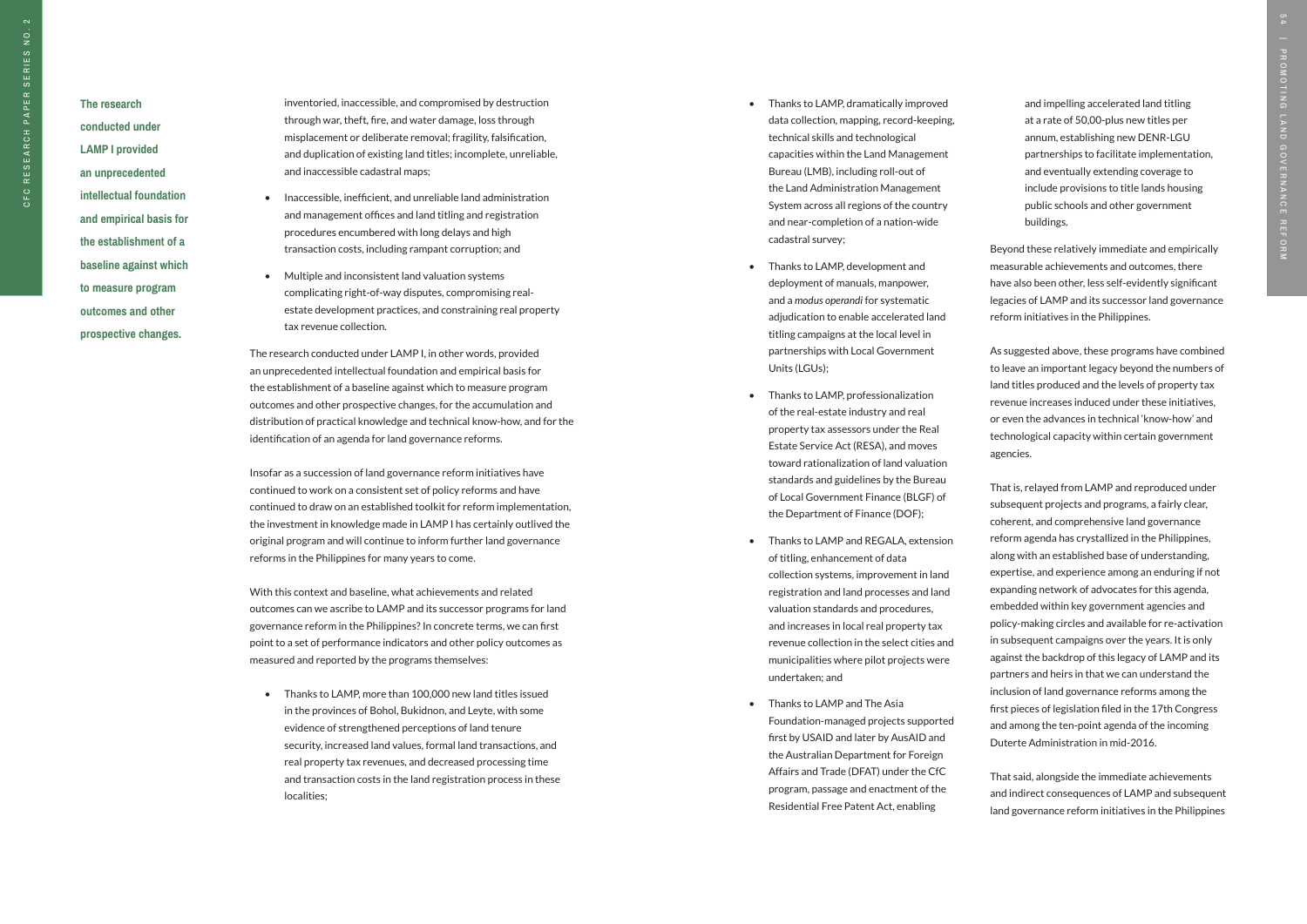**The research conducted under LAMP I provided an unprecedented intellectual foundation and empirical basis for the establishment of a baseline against which to measure program outcomes and other prospective changes.**

inventoried, inaccessible, and compromised by destruction through war, theft, fire, and water damage, loss through misplacement or deliberate removal; fragility, falsification, and duplication of existing land titles; incomplete, unreliable, and inaccessible cadastral maps;

- Inaccessible, inefficient, and unreliable land administration and management offices and land titling and registration procedures encumbered with long delays and high transaction costs, including rampant corruption; and
- Multiple and inconsistent land valuation systems complicating right-of-way disputes, compromising real-estate development practices, and constraining real property tax revenue collection.

The research conducted under LAMP I, in other words, provided an unprecedented intellectual foundation and empirical basis for the establishment of a baseline against which to measure program outcomes and other prospective changes, for the accumulation and distribution of practical knowledge and technical know-how, and for the identification of an agenda for land governance reforms.

Insofar as a succession of land governance reform initiatives have continued to work on a consistent set of policy reforms and have continued to draw on an established toolkit for reform implementation, the investment in knowledge made in LAMP I has certainly outlived the original program and will continue to inform further land governance reforms in the Philippines for many years to come.

With this context and baseline, what achievements and related outcomes can we ascribe to LAMP and its successor programs for land governance reform in the Philippines? In concrete terms, we can first point to a set of performance indicators and other policy outcomes as measured and reported by the programs themselves:

- Thanks to LAMP, more than 100,000 new land titles issued in the provinces of Bohol, Bukidnon, and Leyte, with some evidence of strengthened perceptions of land tenure security, increased land values, formal land transactions, and real property tax revenues, and decreased processing time and transaction costs in the land registration process in these localities;
- Thanks to LAMP, dramatically improved data collection, mapping, record-keeping, technical skills and technological capacities within the Land Management Bureau (LMB), including roll-out of the Land Administration Management System across all regions of the country and near-completion of a nation-wide cadastral survey;
- Thanks to LAMP, development and deployment of manuals, manpower, and a *modus operandi* for systematic adjudication to enable accelerated land titling campaigns at the local level in partnerships with Local Government Units (LGUs);
- Thanks to LAMP, professionalization of the real-estate industry and real property tax assessors under the Real Estate Service Act (RESA), and moves toward rationalization of land valuation standards and guidelines by the Bureau of Local Government Finance (BLGF) of the Department of Finance (DOF);
- Thanks to LAMP and REGALA, extension of titling, enhancement of data collection systems, improvement in land registration and land processes and land valuation standards and procedures, and increases in local real property tax revenue collection in the select cities and municipalities where pilot projects were undertaken; and
- Thanks to LAMP and The Asia Foundation-managed projects supported first by USAID and later by AusAID and the Australian Department for Foreign Affairs and Trade (DFAT) under the CfC program, passage and enactment of the Residential Free Patent Act, enabling and impelling accelerated land titling at a rate of 50,00-plus new titles per annum, establishing new DENR-LGU partnerships to facilitate implementation, and eventually extending coverage to include provisions to title lands housing public schools and other government buildings.

Beyond these relatively immediate and empirically measurable achievements and outcomes, there have also been other, less self-evidently significant legacies of LAMP and its successor land governance reform initiatives in the Philippines.

As suggested above, these programs have combined to leave an important legacy beyond the numbers of land titles produced and the levels of property tax revenue increases induced under these initiatives, or even the advances in technical 'know-how' and technological capacity within certain government agencies.

That is, relayed from LAMP and reproduced under subsequent projects and programs, a fairly clear, coherent, and comprehensive land governance reform agenda has crystallized in the Philippines, along with an established base of understanding, expertise, and experience among an enduring if not expanding network of advocates for this agenda, embedded within key government agencies and policy-making circles and available for re-activation in subsequent campaigns over the years. It is only against the backdrop of this legacy of LAMP and its partners and heirs in that we can understand the inclusion of land governance reforms among the first pieces of legislation filed in the 17th Congress and among the ten-point agenda of the incoming Duterte Administration in mid-2016.

That said, alongside the immediate achievements and indirect consequences of LAMP and subsequent land governance reform initiatives in the Philippines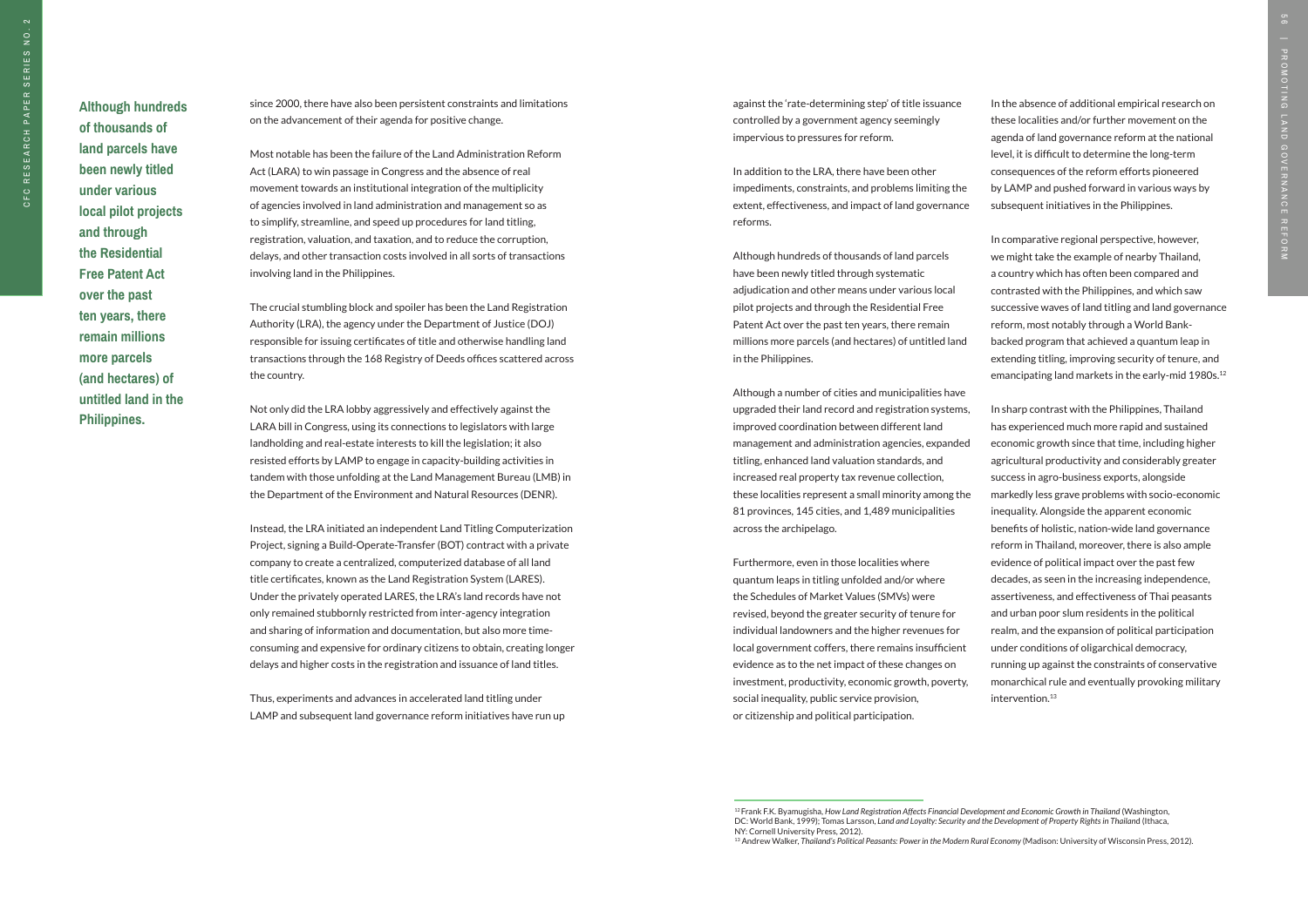**Although hundreds of thousands of land parcels have been newly titled under various local pilot projects and through the Residential Free Patent Act over the past ten years, there remain millions more parcels (and hectares) of untitled land in the Philippines.**

since 2000, there have also been persistent constraints and limitations on the advancement of their agenda for positive change.

Most notable has been the failure of the Land Administration Reform Act (LARA) to win passage in Congress and the absence of real movement towards an institutional integration of the multiplicity of agencies involved in land administration and management so as to simplify, streamline, and speed up procedures for land titling, registration, valuation, and taxation, and to reduce the corruption, delays, and other transaction costs involved in all sorts of transactions involving land in the Philippines.

The crucial stumbling block and spoiler has been the Land Registration Authority (LRA), the agency under the Department of Justice (DOJ) responsible for issuing certificates of title and otherwise handling land transactions through the 168 Registry of Deeds offices scattered across the country.

Not only did the LRA lobby aggressively and effectively against the LARA bill in Congress, using its connections to legislators with large landholding and real-estate interests to kill the legislation; it also resisted efforts by LAMP to engage in capacity-building activities in tandem with those unfolding at the Land Management Bureau (LMB) in the Department of the Environment and Natural Resources (DENR).

Instead, the LRA initiated an independent Land Titling Computerization Project, signing a Build-Operate-Transfer (BOT) contract with a private company to create a centralized, computerized database of all land title certificates, known as the Land Registration System (LARES). Under the privately operated LARES, the LRA's land records have not only remained stubbornly restricted from inter-agency integration and sharing of information and documentation, but also more time-consuming and expensive for ordinary citizens to obtain, creating longer delays and higher costs in the registration and issuance of land titles.

Thus, experiments and advances in accelerated land titling under LAMP and subsequent land governance reform initiatives have run up against the 'rate-determining step' of title issuance controlled by a government agency seemingly impervious to pressures for reform.

In addition to the LRA, there have been other impediments, constraints, and problems limiting the extent, effectiveness, and impact of land governance reforms.

Although hundreds of thousands of land parcels have been newly titled through systematic adjudication and other means under various local pilot projects and through the Residential Free Patent Act over the past ten years, there remain millions more parcels (and hectares) of untitled land in the Philippines.

Although a number of cities and municipalities have upgraded their land record and registration systems, improved coordination between different land management and administration agencies, expanded titling, enhanced land valuation standards, and increased real property tax revenue collection, these localities represent a small minority among the 81 provinces, 145 cities, and 1,489 municipalities across the archipelago.

Furthermore, even in those localities where quantum leaps in titling unfolded and/or where the Schedules of Market Values (SMVs) were revised, beyond the greater security of tenure for individual landowners and the higher revenues for local government coffers, there remains insufficient evidence as to the net impact of these changes on investment, productivity, economic growth, poverty, social inequality, public service provision, or citizenship and political participation.

In the absence of additional empirical research on these localities and/or further movement on the agenda of land governance reform at the national level, it is difficult to determine the long-term consequences of the reform efforts pioneered by LAMP and pushed forward in various ways by subsequent initiatives in the Philippines.

In comparative regional perspective, however, we might take the example of nearby Thailand, a country which has often been compared and contrasted with the Philippines, and which saw successive waves of land titling and land governance reform, most notably through a World Bank-backed program that achieved a quantum leap in extending titling, improving security of tenure, and emancipating land markets in the early-mid 1980s.[12]

In sharp contrast with the Philippines, Thailand has experienced much more rapid and sustained economic growth since that time, including higher agricultural productivity and considerably greater success in agro-business exports, alongside markedly less grave problems with socio-economic inequality. Alongside the apparent economic benefits of holistic, nation-wide land governance reform in Thailand, moreover, there is also ample evidence of political impact over the past few decades, as seen in the increasing independence, assertiveness, and effectiveness of Thai peasants and urban poor slum residents in the political realm, and the expansion of political participation under conditions of oligarchical democracy, running up against the constraints of conservative monarchical rule and eventually provoking military intervention.[13]

---

[12] Frank F.K. Byamugisha, *How Land Registration Affects Financial Development and Economic Growth in Thailand* (Washington, DC: World Bank, 1999); Tomas Larsson, *Land and Loyalty: Security and the Development of Property Rights in Thailand* (Ithaca, NY: Cornell University Press, 2012).

[13] Andrew Walker, *Thailand's Political Peasants: Power in the Modern Rural Economy* (Madison: University of Wisconsin Press, 2012).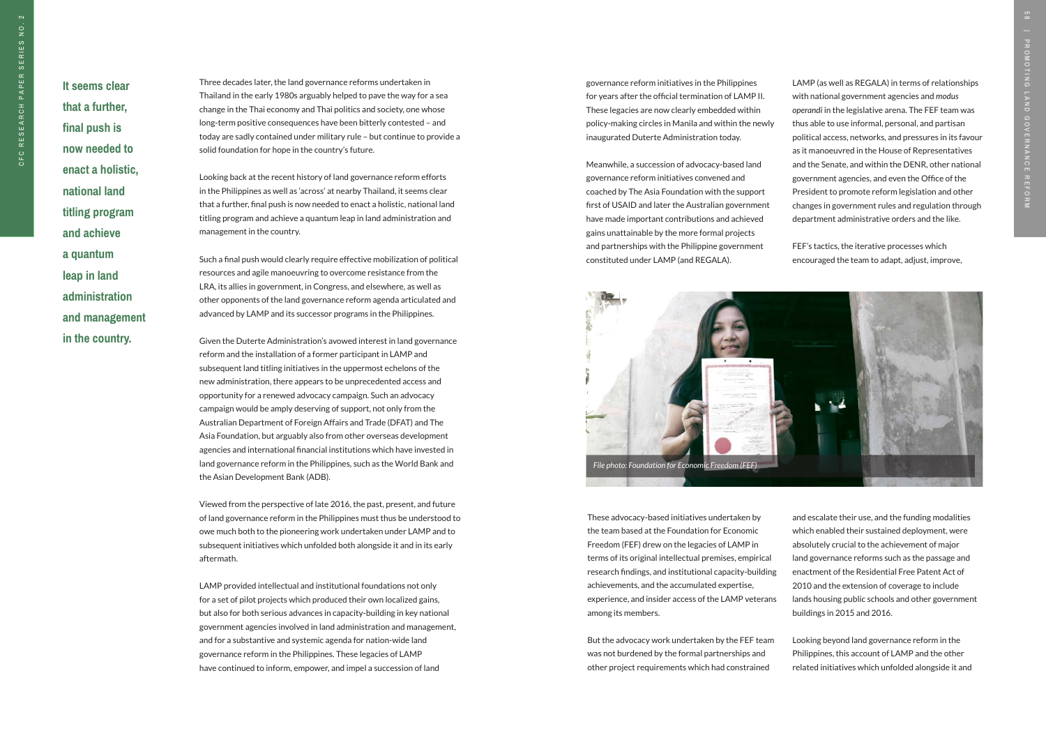**It seems clear that a further, final push is now needed to enact a holistic, national land titling program and achieve a quantum leap in land administration and management in the country.**

Three decades later, the land governance reforms undertaken in Thailand in the early 1980s arguably helped to pave the way for a sea change in the Thai economy and Thai politics and society, one whose long-term positive consequences have been bitterly contested – and today are sadly contained under military rule – but continue to provide a solid foundation for hope in the country's future.

Looking back at the recent history of land governance reform efforts in the Philippines as well as 'across' at nearby Thailand, it seems clear that a further, final push is now needed to enact a holistic, national land titling program and achieve a quantum leap in land administration and management in the country.

Such a final push would clearly require effective mobilization of political resources and agile manoeuvring to overcome resistance from the LRA, its allies in government, in Congress, and elsewhere, as well as other opponents of the land governance reform agenda articulated and advanced by LAMP and its successor programs in the Philippines.

Given the Duterte Administration's avowed interest in land governance reform and the installation of a former participant in LAMP and subsequent land titling initiatives in the uppermost echelons of the new administration, there appears to be unprecedented access and opportunity for a renewed advocacy campaign. Such an advocacy campaign would be amply deserving of support, not only from the Australian Department of Foreign Affairs and Trade (DFAT) and The Asia Foundation, but arguably also from other overseas development agencies and international financial institutions which have invested in land governance reform in the Philippines, such as the World Bank and the Asian Development Bank (ADB).

Viewed from the perspective of late 2016, the past, present, and future of land governance reform in the Philippines must thus be understood to owe much both to the pioneering work undertaken under LAMP and to subsequent initiatives which unfolded both alongside it and in its early aftermath.

LAMP provided intellectual and institutional foundations not only for a set of pilot projects which produced their own localized gains, but also for both serious advances in capacity-building in key national government agencies involved in land administration and management, and for a substantive and systemic agenda for nation-wide land governance reform in the Philippines. These legacies of LAMP have continued to inform, empower, and impel a succession of land governance reform initiatives in the Philippines for years after the official termination of LAMP II. These legacies are now clearly embedded within policy-making circles in Manila and within the newly inaugurated Duterte Administration today.

Meanwhile, a succession of advocacy-based land governance reform initiatives convened and coached by The Asia Foundation with the support first of USAID and later the Australian government have made important contributions and achieved gains unattainable by the more formal projects and partnerships with the Philippine government constituted under LAMP (and REGALA).

LAMP (as well as REGALA) in terms of relationships with national government agencies and *modus operandi* in the legislative arena. The FEF team was thus able to use informal, personal, and partisan political access, networks, and pressures in its favour as it manoeuvred in the House of Representatives and the Senate, and within the DENR, other national government agencies, and even the Office of the President to promote reform legislation and other changes in government rules and regulation through department administrative orders and the like.

FEF's tactics, the iterative processes which encouraged the team to adapt, adjust, improve,

*File photo: Foundation for Economic Freedom (FEF)*

These advocacy-based initiatives undertaken by the team based at the Foundation for Economic Freedom (FEF) drew on the legacies of LAMP in terms of its original intellectual premises, empirical research findings, and institutional capacity-building achievements, and the accumulated expertise, experience, and insider access of the LAMP veterans among its members.

But the advocacy work undertaken by the FEF team was not burdened by the formal partnerships and other project requirements which had constrained

and escalate their use, and the funding modalities which enabled their sustained deployment, were absolutely crucial to the achievement of major land governance reforms such as the passage and enactment of the Residential Free Patent Act of 2010 and the extension of coverage to include lands housing public schools and other government buildings in 2015 and 2016.

Looking beyond land governance reform in the Philippines, this account of LAMP and the other related initiatives which unfolded alongside it and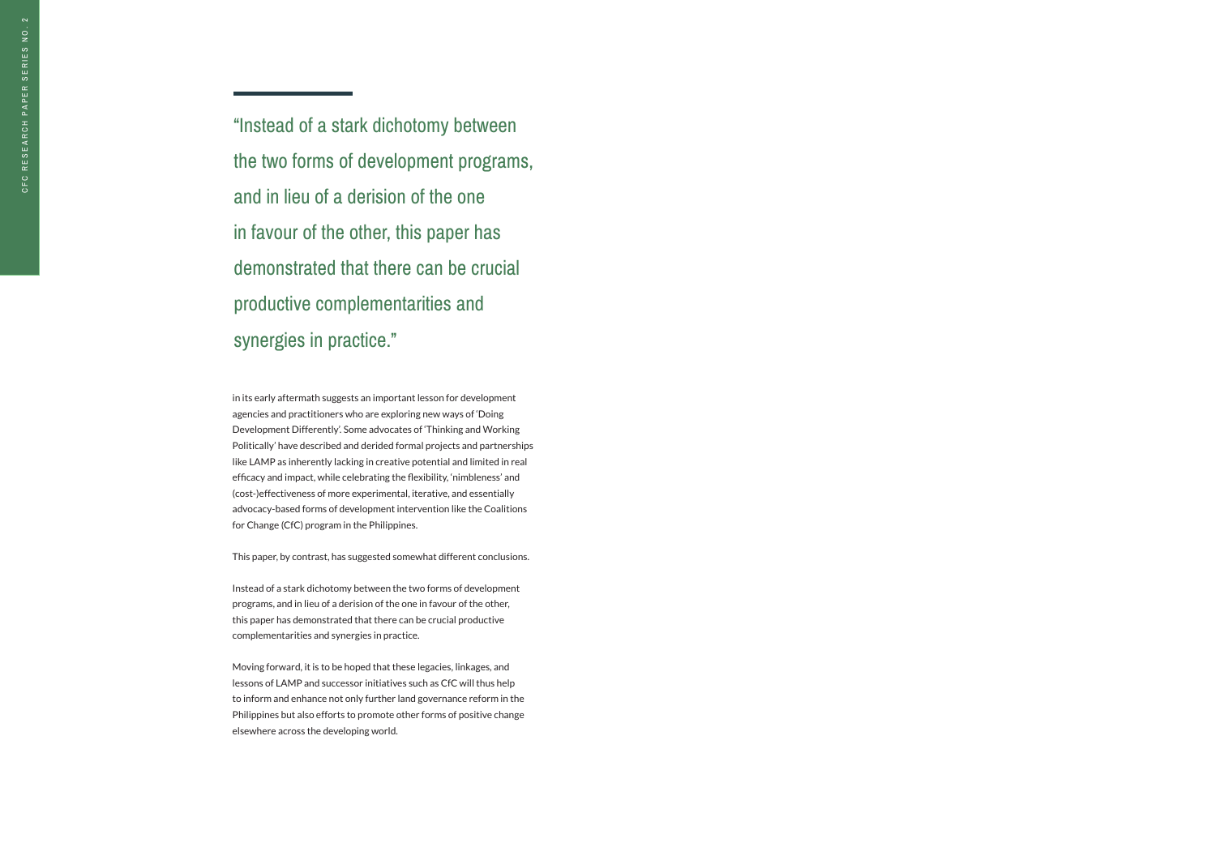> "Instead of a stark dichotomy between the two forms of development programs, and in lieu of a derision of the one in favour of the other, this paper has demonstrated that there can be crucial productive complementarities and synergies in practice."

in its early aftermath suggests an important lesson for development agencies and practitioners who are exploring new ways of 'Doing Development Differently'. Some advocates of 'Thinking and Working Politically' have described and derided formal projects and partnerships like LAMP as inherently lacking in creative potential and limited in real efficacy and impact, while celebrating the flexibility, 'nimbleness' and (cost-)effectiveness of more experimental, iterative, and essentially advocacy-based forms of development intervention like the Coalitions for Change (CfC) program in the Philippines.

This paper, by contrast, has suggested somewhat different conclusions.

Instead of a stark dichotomy between the two forms of development programs, and in lieu of a derision of the one in favour of the other, this paper has demonstrated that there can be crucial productive complementarities and synergies in practice.

Moving forward, it is to be hoped that these legacies, linkages, and lessons of LAMP and successor initiatives such as CfC will thus help to inform and enhance not only further land governance reform in the Philippines but also efforts to promote other forms of positive change elsewhere across the developing world.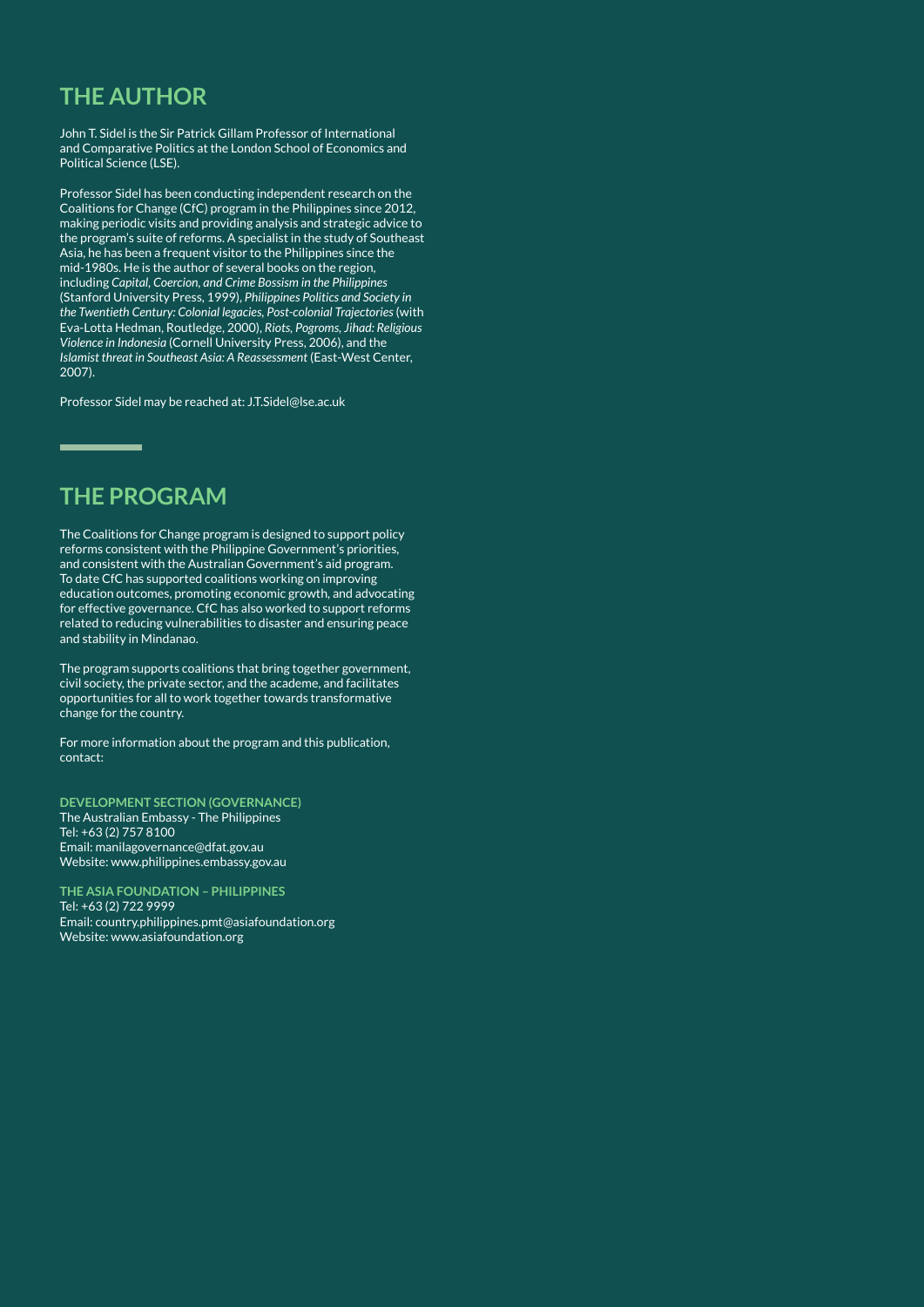## THE AUTHOR

John T. Sidel is the Sir Patrick Gillam Professor of International and Comparative Politics at the London School of Economics and Political Science (LSE).

Professor Sidel has been conducting independent research on the Coalitions for Change (CfC) program in the Philippines since 2012, making periodic visits and providing analysis and strategic advice to the program's suite of reforms. A specialist in the study of Southeast Asia, he has been a frequent visitor to the Philippines since the mid-1980s. He is the author of several books on the region, including *Capital, Coercion, and Crime Bossism in the Philippines* (Stanford University Press, 1999), *Philippines Politics and Society in the Twentieth Century: Colonial legacies, Post-colonial Trajectories* (with Eva-Lotta Hedman, Routledge, 2000), *Riots, Pogroms, Jihad: Religious Violence in Indonesia* (Cornell University Press, 2006), and the *Islamist threat in Southeast Asia: A Reassessment* (East-West Center, 2007).

Professor Sidel may be reached at: J.T.Sidel@lse.ac.uk

## THE PROGRAM

The Coalitions for Change program is designed to support policy reforms consistent with the Philippine Government's priorities, and consistent with the Australian Government's aid program. To date CfC has supported coalitions working on improving education outcomes, promoting economic growth, and advocating for effective governance. CfC has also worked to support reforms related to reducing vulnerabilities to disaster and ensuring peace and stability in Mindanao.

The program supports coalitions that bring together government, civil society, the private sector, and the academe, and facilitates opportunities for all to work together towards transformative change for the country.

For more information about the program and this publication, contact:

**DEVELOPMENT SECTION (GOVERNANCE)**
The Australian Embassy - The Philippines
Tel: +63 (2) 757 8100
Email: manilagovernance@dfat.gov.au
Website: www.philippines.embassy.gov.au

**THE ASIA FOUNDATION – PHILIPPINES**
Tel: +63 (2) 722 9999
Email: country.philippines.pmt@asiafoundation.org
Website: www.asiafoundation.org